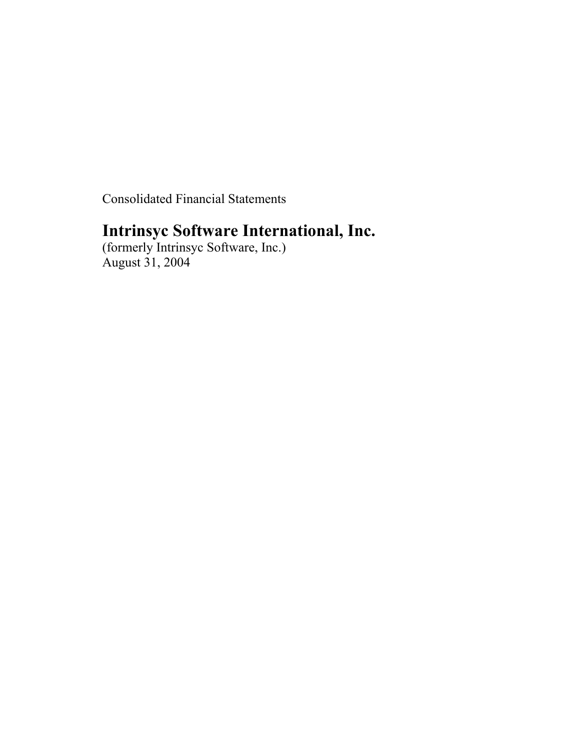Consolidated Financial Statements

# Intrinsyc Software International, Inc.

(formerly Intrinsyc Software, Inc.)
August 31, 2004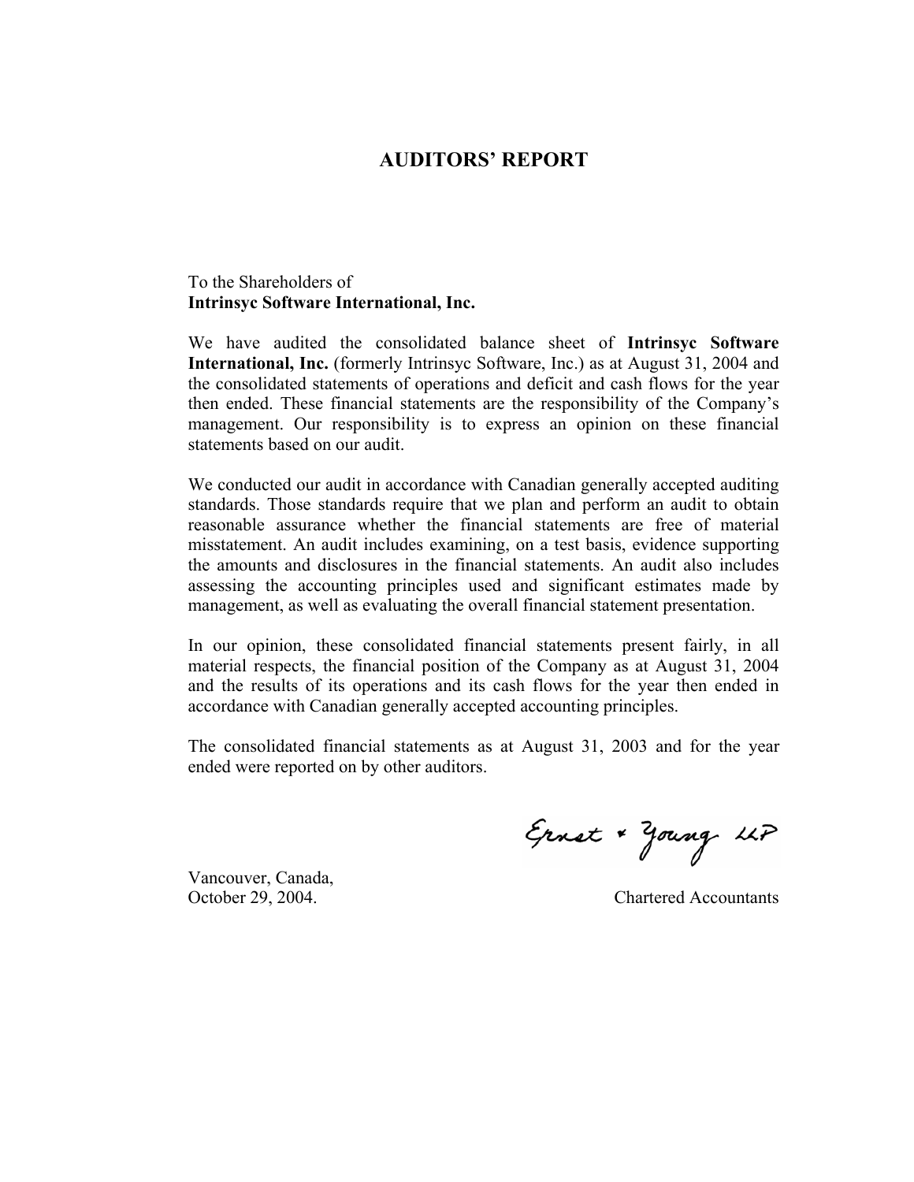# AUDITORS' REPORT

To the Shareholders of
**Intrinsyc Software International, Inc.**

We have audited the consolidated balance sheet of **Intrinsyc Software International, Inc.** (formerly Intrinsyc Software, Inc.) as at August 31, 2004 and the consolidated statements of operations and deficit and cash flows for the year then ended. These financial statements are the responsibility of the Company's management. Our responsibility is to express an opinion on these financial statements based on our audit.

We conducted our audit in accordance with Canadian generally accepted auditing standards. Those standards require that we plan and perform an audit to obtain reasonable assurance whether the financial statements are free of material misstatement. An audit includes examining, on a test basis, evidence supporting the amounts and disclosures in the financial statements. An audit also includes assessing the accounting principles used and significant estimates made by management, as well as evaluating the overall financial statement presentation.

In our opinion, these consolidated financial statements present fairly, in all material respects, the financial position of the Company as at August 31, 2004 and the results of its operations and its cash flows for the year then ended in accordance with Canadian generally accepted accounting principles.

The consolidated financial statements as at August 31, 2003 and for the year ended were reported on by other auditors.

Ernst & Young LLP

Vancouver, Canada,
October 29, 2004.

Chartered Accountants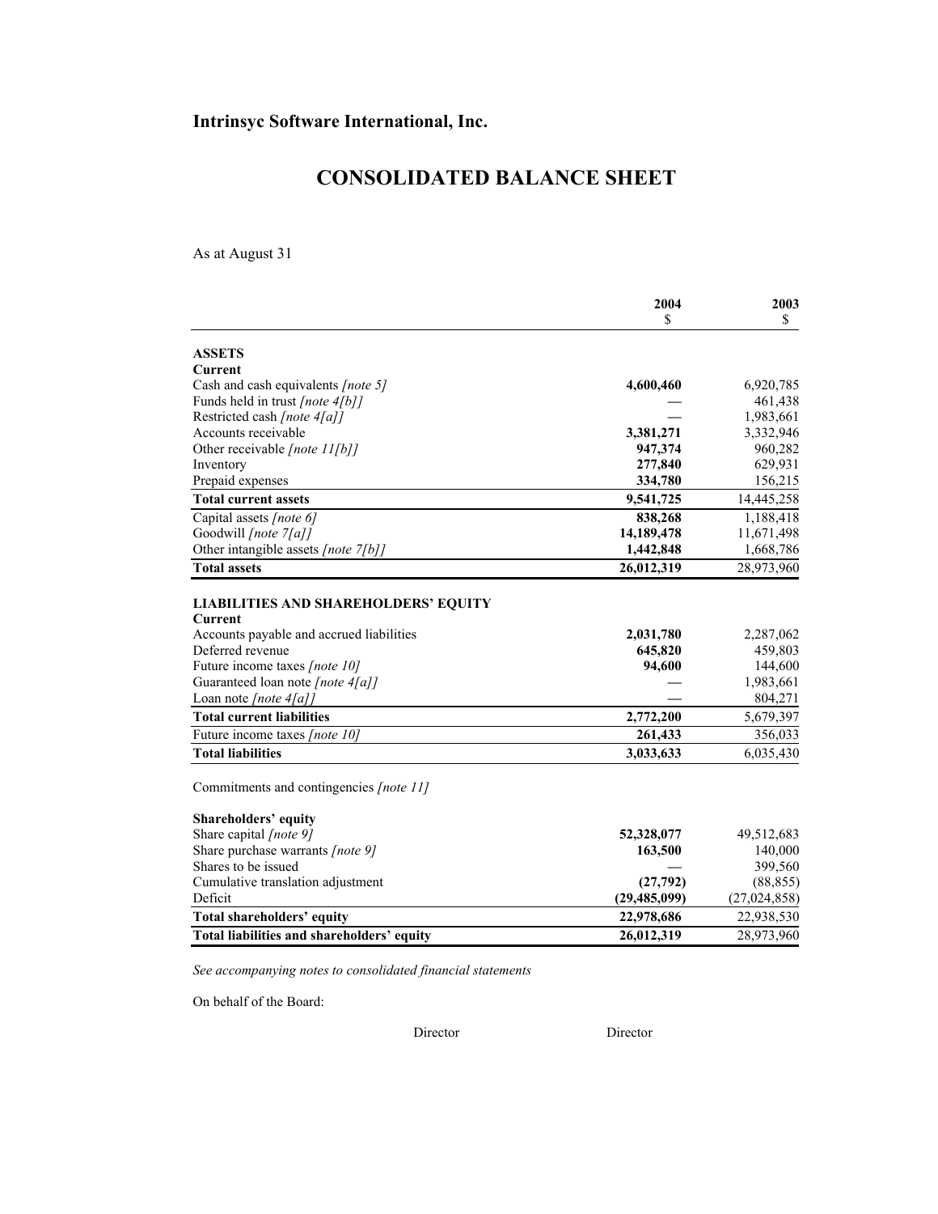**Intrinsyc Software International, Inc.**

# CONSOLIDATED BALANCE SHEET

As at August 31

| | 2004<br>$ | 2003<br>$ |
|---|---|---|
| **ASSETS** | | |
| **Current** | | |
| Cash and cash equivalents *[note 5]* | **4,600,460** | 6,920,785 |
| Funds held in trust *[note 4[b]]* | **—** | 461,438 |
| Restricted cash *[note 4[a]]* | **—** | 1,983,661 |
| Accounts receivable | **3,381,271** | 3,332,946 |
| Other receivable *[note 11[b]]* | **947,374** | 960,282 |
| Inventory | **277,840** | 629,931 |
| Prepaid expenses | **334,780** | 156,215 |
| **Total current assets** | **9,541,725** | 14,445,258 |
| Capital assets *[note 6]* | **838,268** | 1,188,418 |
| Goodwill *[note 7[a]]* | **14,189,478** | 11,671,498 |
| Other intangible assets *[note 7[b]]* | **1,442,848** | 1,668,786 |
| **Total assets** | **26,012,319** | 28,973,960 |
| | | |
| **LIABILITIES AND SHAREHOLDERS' EQUITY** | | |
| **Current** | | |
| Accounts payable and accrued liabilities | **2,031,780** | 2,287,062 |
| Deferred revenue | **645,820** | 459,803 |
| Future income taxes *[note 10]* | **94,600** | 144,600 |
| Guaranteed loan note *[note 4[a]]* | **—** | 1,983,661 |
| Loan note *[note 4[a]]* | **—** | 804,271 |
| **Total current liabilities** | **2,772,200** | 5,679,397 |
| Future income taxes *[note 10]* | **261,433** | 356,033 |
| **Total liabilities** | **3,033,633** | 6,035,430 |
| | | |
| Commitments and contingencies *[note 11]* | | |
| | | |
| **Shareholders' equity** | | |
| Share capital *[note 9]* | **52,328,077** | 49,512,683 |
| Share purchase warrants *[note 9]* | **163,500** | 140,000 |
| Shares to be issued | **—** | 399,560 |
| Cumulative translation adjustment | **(27,792)** | (88,855) |
| Deficit | **(29,485,099)** | (27,024,858) |
| **Total shareholders' equity** | **22,978,686** | 22,938,530 |
| **Total liabilities and shareholders' equity** | **26,012,319** | 28,973,960 |

*See accompanying notes to consolidated financial statements*

On behalf of the Board:

Director Director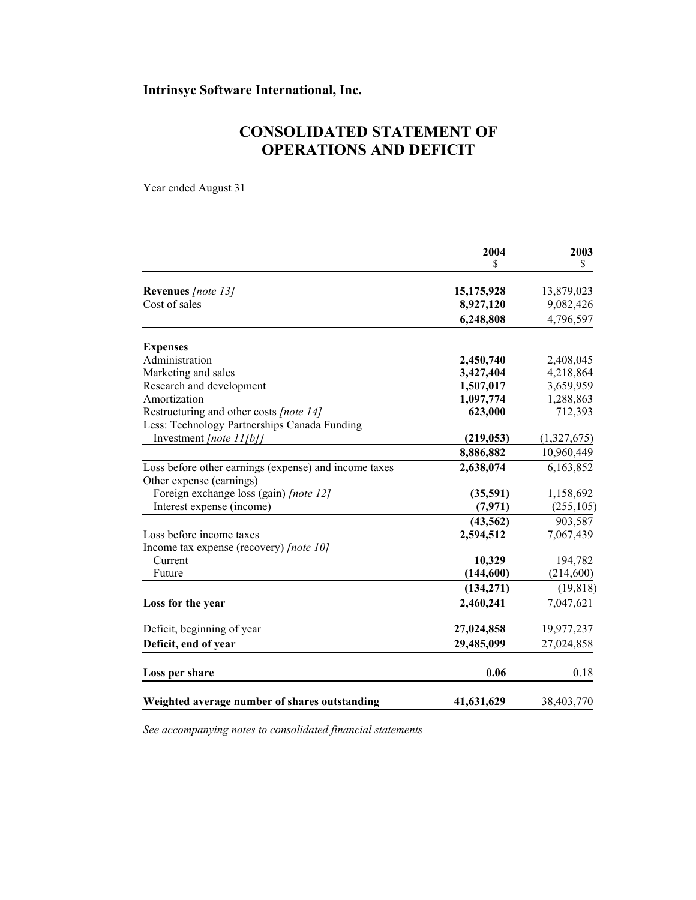**Intrinsyc Software International, Inc.**

# CONSOLIDATED STATEMENT OF OPERATIONS AND DEFICIT

Year ended August 31

| | 2004<br>$ | 2003<br>$ |
|---|---|---|
| **Revenues** *[note 13]* | **15,175,928** | 13,879,023 |
| Cost of sales | **8,927,120** | 9,082,426 |
| | **6,248,808** | 4,796,597 |
| **Expenses** | | |
| Administration | **2,450,740** | 2,408,045 |
| Marketing and sales | **3,427,404** | 4,218,864 |
| Research and development | **1,507,017** | 3,659,959 |
| Amortization | **1,097,774** | 1,288,863 |
| Restructuring and other costs *[note 14]* | **623,000** | 712,393 |
| Less: Technology Partnerships Canada Funding Investment *[note 11[b]]* | **(219,053)** | (1,327,675) |
| | **8,886,882** | 10,960,449 |
| Loss before other earnings (expense) and income taxes | **2,638,074** | 6,163,852 |
| Other expense (earnings) | | |
| Foreign exchange loss (gain) *[note 12]* | **(35,591)** | 1,158,692 |
| Interest expense (income) | **(7,971)** | (255,105) |
| | **(43,562)** | 903,587 |
| Loss before income taxes | **2,594,512** | 7,067,439 |
| Income tax expense (recovery) *[note 10]* | | |
| Current | **10,329** | 194,782 |
| Future | **(144,600)** | (214,600) |
| | **(134,271)** | (19,818) |
| **Loss for the year** | **2,460,241** | 7,047,621 |
| Deficit, beginning of year | **27,024,858** | 19,977,237 |
| **Deficit, end of year** | **29,485,099** | 27,024,858 |
| **Loss per share** | **0.06** | 0.18 |
| **Weighted average number of shares outstanding** | **41,631,629** | 38,403,770 |

*See accompanying notes to consolidated financial statements*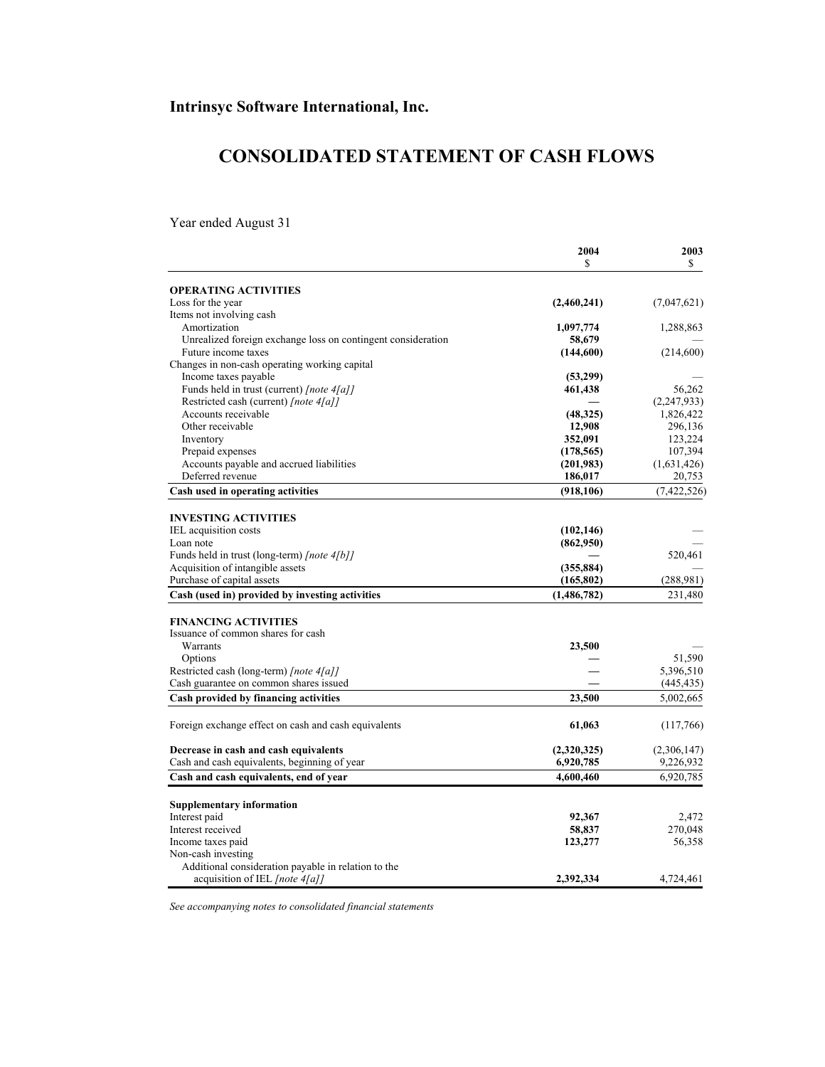**Intrinsyc Software International, Inc.**

# CONSOLIDATED STATEMENT OF CASH FLOWS

Year ended August 31

| | 2004<br>$ | 2003<br>$ |
|---|---|---|
| **OPERATING ACTIVITIES** | | |
| Loss for the year | **(2,460,241)** | (7,047,621) |
| Items not involving cash | | |
| Amortization | **1,097,774** | 1,288,863 |
| Unrealized foreign exchange loss on contingent consideration | **58,679** | — |
| Future income taxes | **(144,600)** | (214,600) |
| Changes in non-cash operating working capital | | |
| Income taxes payable | **(53,299)** | — |
| Funds held in trust (current) *[note 4[a]]* | **461,438** | 56,262 |
| Restricted cash (current) *[note 4[a]]* | **—** | (2,247,933) |
| Accounts receivable | **(48,325)** | 1,826,422 |
| Other receivable | **12,908** | 296,136 |
| Inventory | **352,091** | 123,224 |
| Prepaid expenses | **(178,565)** | 107,394 |
| Accounts payable and accrued liabilities | **(201,983)** | (1,631,426) |
| Deferred revenue | **186,017** | 20,753 |
| **Cash used in operating activities** | **(918,106)** | (7,422,526) |
| | | |
| **INVESTING ACTIVITIES** | | |
| IEL acquisition costs | **(102,146)** | — |
| Loan note | **(862,950)** | — |
| Funds held in trust (long-term) *[note 4[b]]* | **—** | 520,461 |
| Acquisition of intangible assets | **(355,884)** | — |
| Purchase of capital assets | **(165,802)** | (288,981) |
| **Cash (used in) provided by investing activities** | **(1,486,782)** | 231,480 |
| | | |
| **FINANCING ACTIVITIES** | | |
| Issuance of common shares for cash | | |
| Warrants | **23,500** | — |
| Options | **—** | 51,590 |
| Restricted cash (long-term) *[note 4[a]]* | **—** | 5,396,510 |
| Cash guarantee on common shares issued | **—** | (445,435) |
| **Cash provided by financing activities** | **23,500** | 5,002,665 |
| | | |
| Foreign exchange effect on cash and cash equivalents | **61,063** | (117,766) |
| | | |
| **Decrease in cash and cash equivalents** | **(2,320,325)** | (2,306,147) |
| Cash and cash equivalents, beginning of year | **6,920,785** | 9,226,932 |
| **Cash and cash equivalents, end of year** | **4,600,460** | 6,920,785 |
| | | |
| **Supplementary information** | | |
| Interest paid | **92,367** | 2,472 |
| Interest received | **58,837** | 270,048 |
| Income taxes paid | **123,277** | 56,358 |
| Non-cash investing | | |
| Additional consideration payable in relation to the acquisition of IEL *[note 4[a]]* | **2,392,334** | 4,724,461 |

*See accompanying notes to consolidated financial statements*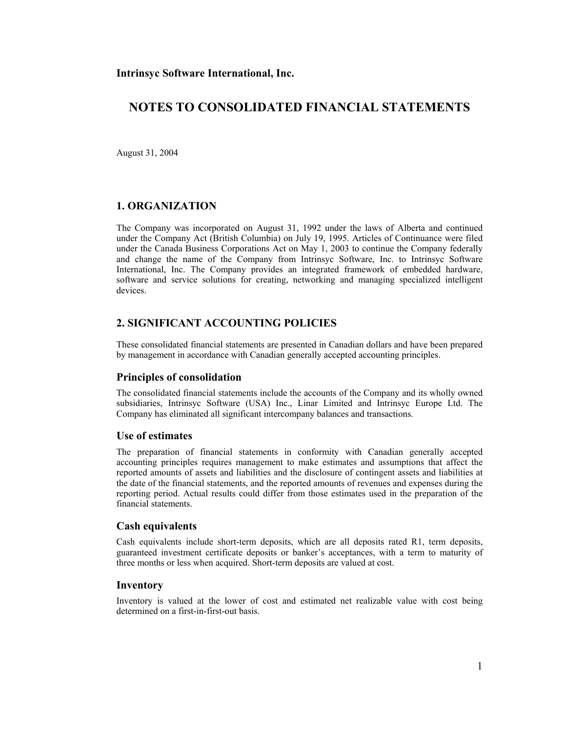**Intrinsyc Software International, Inc.**

# NOTES TO CONSOLIDATED FINANCIAL STATEMENTS

August 31, 2004

## 1. ORGANIZATION

The Company was incorporated on August 31, 1992 under the laws of Alberta and continued under the Company Act (British Columbia) on July 19, 1995. Articles of Continuance were filed under the Canada Business Corporations Act on May 1, 2003 to continue the Company federally and change the name of the Company from Intrinsyc Software, Inc. to Intrinsyc Software International, Inc. The Company provides an integrated framework of embedded hardware, software and service solutions for creating, networking and managing specialized intelligent devices.

## 2. SIGNIFICANT ACCOUNTING POLICIES

These consolidated financial statements are presented in Canadian dollars and have been prepared by management in accordance with Canadian generally accepted accounting principles.

### Principles of consolidation

The consolidated financial statements include the accounts of the Company and its wholly owned subsidiaries, Intrinsyc Software (USA) Inc., Linar Limited and Intrinsyc Europe Ltd. The Company has eliminated all significant intercompany balances and transactions.

### Use of estimates

The preparation of financial statements in conformity with Canadian generally accepted accounting principles requires management to make estimates and assumptions that affect the reported amounts of assets and liabilities and the disclosure of contingent assets and liabilities at the date of the financial statements, and the reported amounts of revenues and expenses during the reporting period. Actual results could differ from those estimates used in the preparation of the financial statements.

### Cash equivalents

Cash equivalents include short-term deposits, which are all deposits rated R1, term deposits, guaranteed investment certificate deposits or banker's acceptances, with a term to maturity of three months or less when acquired. Short-term deposits are valued at cost.

### Inventory

Inventory is valued at the lower of cost and estimated net realizable value with cost being determined on a first-in-first-out basis.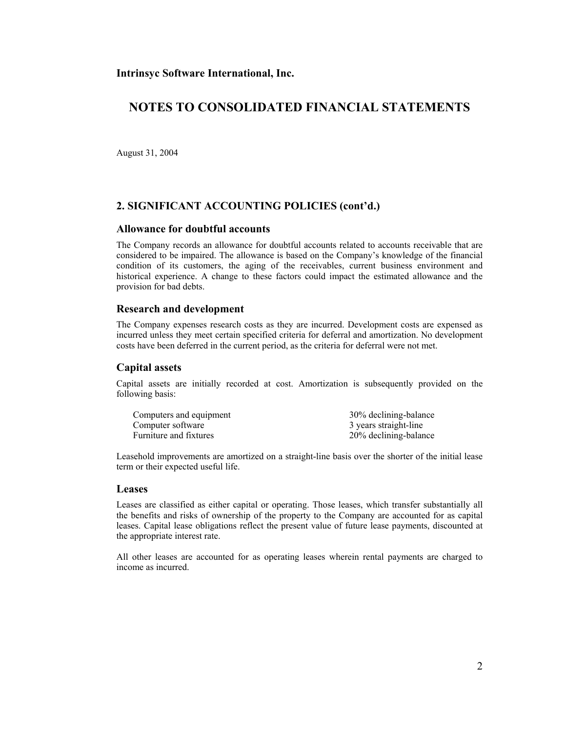**Intrinsyc Software International, Inc.**

# NOTES TO CONSOLIDATED FINANCIAL STATEMENTS

August 31, 2004

## 2. SIGNIFICANT ACCOUNTING POLICIES (cont'd.)

### Allowance for doubtful accounts

The Company records an allowance for doubtful accounts related to accounts receivable that are considered to be impaired. The allowance is based on the Company's knowledge of the financial condition of its customers, the aging of the receivables, current business environment and historical experience. A change to these factors could impact the estimated allowance and the provision for bad debts.

### Research and development

The Company expenses research costs as they are incurred. Development costs are expensed as incurred unless they meet certain specified criteria for deferral and amortization. No development costs have been deferred in the current period, as the criteria for deferral were not met.

### Capital assets

Capital assets are initially recorded at cost. Amortization is subsequently provided on the following basis:

| | |
|---|---|
| Computers and equipment | 30% declining-balance |
| Computer software | 3 years straight-line |
| Furniture and fixtures | 20% declining-balance |

Leasehold improvements are amortized on a straight-line basis over the shorter of the initial lease term or their expected useful life.

### Leases

Leases are classified as either capital or operating. Those leases, which transfer substantially all the benefits and risks of ownership of the property to the Company are accounted for as capital leases. Capital lease obligations reflect the present value of future lease payments, discounted at the appropriate interest rate.

All other leases are accounted for as operating leases wherein rental payments are charged to income as incurred.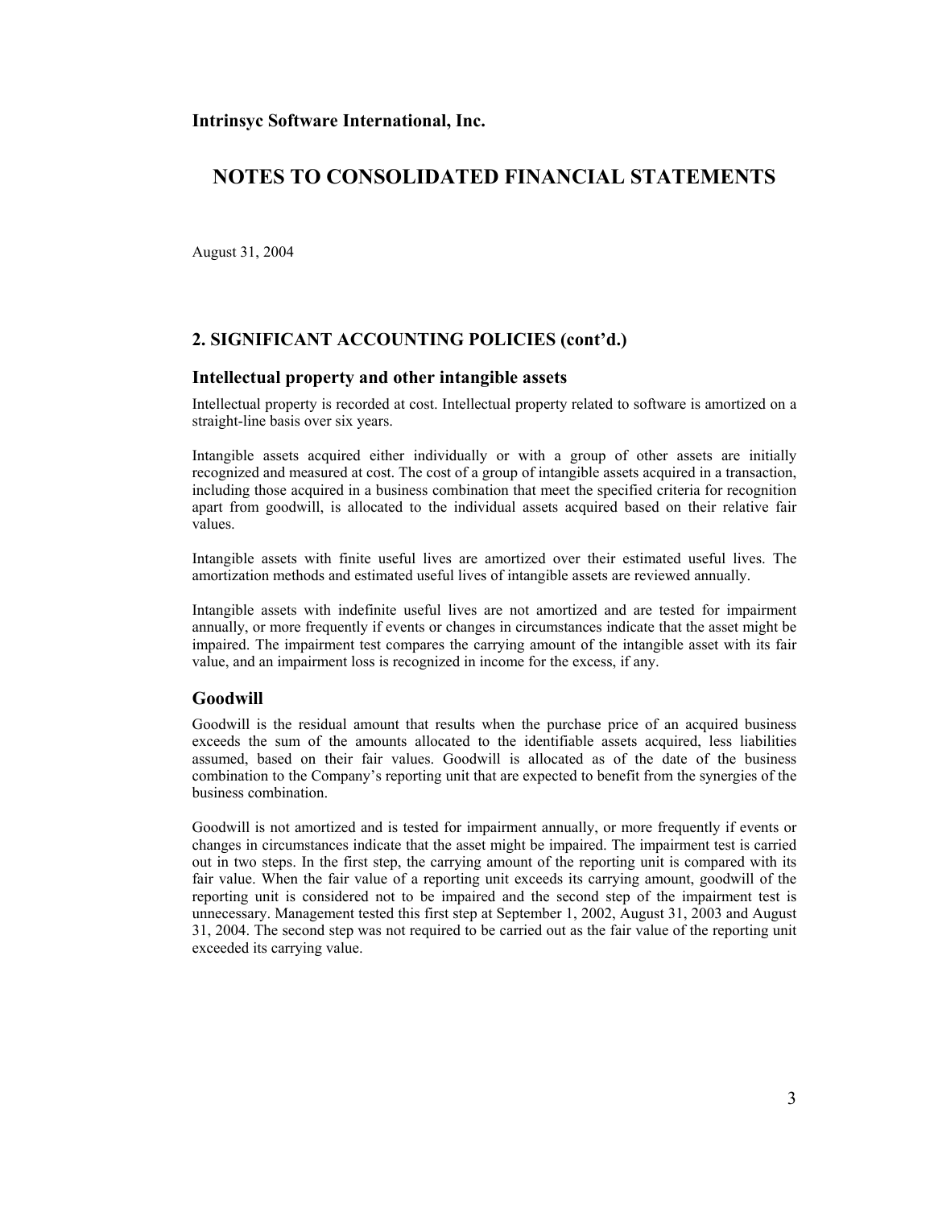**Intrinsyc Software International, Inc.**

# NOTES TO CONSOLIDATED FINANCIAL STATEMENTS

August 31, 2004

## 2. SIGNIFICANT ACCOUNTING POLICIES (cont'd.)

### Intellectual property and other intangible assets

Intellectual property is recorded at cost. Intellectual property related to software is amortized on a straight-line basis over six years.

Intangible assets acquired either individually or with a group of other assets are initially recognized and measured at cost. The cost of a group of intangible assets acquired in a transaction, including those acquired in a business combination that meet the specified criteria for recognition apart from goodwill, is allocated to the individual assets acquired based on their relative fair values.

Intangible assets with finite useful lives are amortized over their estimated useful lives. The amortization methods and estimated useful lives of intangible assets are reviewed annually.

Intangible assets with indefinite useful lives are not amortized and are tested for impairment annually, or more frequently if events or changes in circumstances indicate that the asset might be impaired. The impairment test compares the carrying amount of the intangible asset with its fair value, and an impairment loss is recognized in income for the excess, if any.

### Goodwill

Goodwill is the residual amount that results when the purchase price of an acquired business exceeds the sum of the amounts allocated to the identifiable assets acquired, less liabilities assumed, based on their fair values. Goodwill is allocated as of the date of the business combination to the Company's reporting unit that are expected to benefit from the synergies of the business combination.

Goodwill is not amortized and is tested for impairment annually, or more frequently if events or changes in circumstances indicate that the asset might be impaired. The impairment test is carried out in two steps. In the first step, the carrying amount of the reporting unit is compared with its fair value. When the fair value of a reporting unit exceeds its carrying amount, goodwill of the reporting unit is considered not to be impaired and the second step of the impairment test is unnecessary. Management tested this first step at September 1, 2002, August 31, 2003 and August 31, 2004. The second step was not required to be carried out as the fair value of the reporting unit exceeded its carrying value.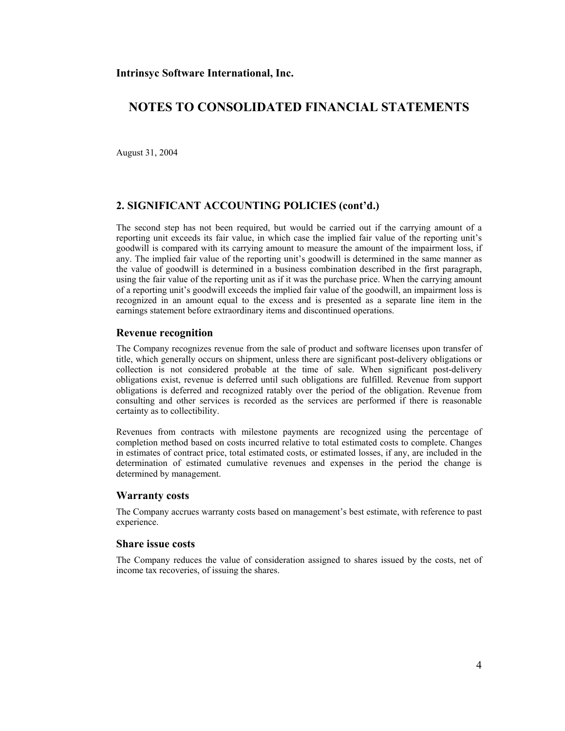**Intrinsyc Software International, Inc.**

# NOTES TO CONSOLIDATED FINANCIAL STATEMENTS

August 31, 2004

## 2. SIGNIFICANT ACCOUNTING POLICIES (cont'd.)

The second step has not been required, but would be carried out if the carrying amount of a reporting unit exceeds its fair value, in which case the implied fair value of the reporting unit's goodwill is compared with its carrying amount to measure the amount of the impairment loss, if any. The implied fair value of the reporting unit's goodwill is determined in the same manner as the value of goodwill is determined in a business combination described in the first paragraph, using the fair value of the reporting unit as if it was the purchase price. When the carrying amount of a reporting unit's goodwill exceeds the implied fair value of the goodwill, an impairment loss is recognized in an amount equal to the excess and is presented as a separate line item in the earnings statement before extraordinary items and discontinued operations.

### Revenue recognition

The Company recognizes revenue from the sale of product and software licenses upon transfer of title, which generally occurs on shipment, unless there are significant post-delivery obligations or collection is not considered probable at the time of sale. When significant post-delivery obligations exist, revenue is deferred until such obligations are fulfilled. Revenue from support obligations is deferred and recognized ratably over the period of the obligation. Revenue from consulting and other services is recorded as the services are performed if there is reasonable certainty as to collectibility.

Revenues from contracts with milestone payments are recognized using the percentage of completion method based on costs incurred relative to total estimated costs to complete. Changes in estimates of contract price, total estimated costs, or estimated losses, if any, are included in the determination of estimated cumulative revenues and expenses in the period the change is determined by management.

### Warranty costs

The Company accrues warranty costs based on management's best estimate, with reference to past experience.

### Share issue costs

The Company reduces the value of consideration assigned to shares issued by the costs, net of income tax recoveries, of issuing the shares.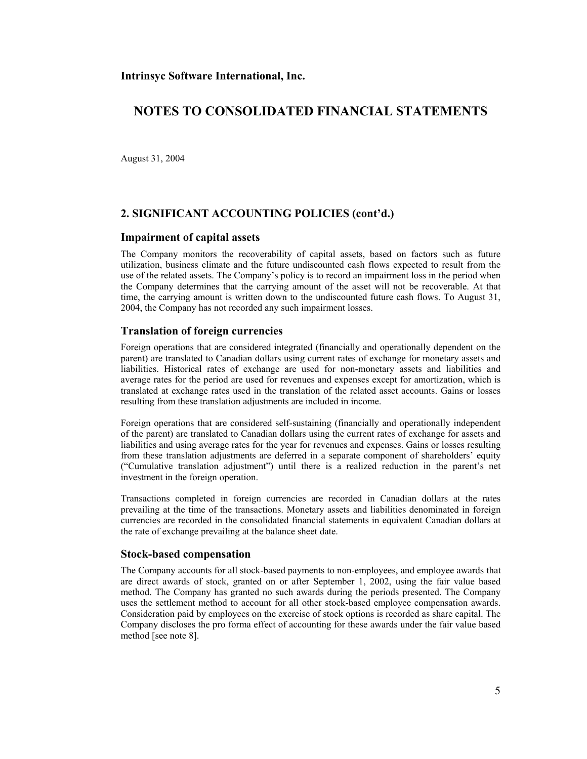**Intrinsyc Software International, Inc.**

# NOTES TO CONSOLIDATED FINANCIAL STATEMENTS

August 31, 2004

## 2. SIGNIFICANT ACCOUNTING POLICIES (cont'd.)

### Impairment of capital assets

The Company monitors the recoverability of capital assets, based on factors such as future utilization, business climate and the future undiscounted cash flows expected to result from the use of the related assets. The Company's policy is to record an impairment loss in the period when the Company determines that the carrying amount of the asset will not be recoverable. At that time, the carrying amount is written down to the undiscounted future cash flows. To August 31, 2004, the Company has not recorded any such impairment losses.

### Translation of foreign currencies

Foreign operations that are considered integrated (financially and operationally dependent on the parent) are translated to Canadian dollars using current rates of exchange for monetary assets and liabilities. Historical rates of exchange are used for non-monetary assets and liabilities and average rates for the period are used for revenues and expenses except for amortization, which is translated at exchange rates used in the translation of the related asset accounts. Gains or losses resulting from these translation adjustments are included in income.

Foreign operations that are considered self-sustaining (financially and operationally independent of the parent) are translated to Canadian dollars using the current rates of exchange for assets and liabilities and using average rates for the year for revenues and expenses. Gains or losses resulting from these translation adjustments are deferred in a separate component of shareholders' equity ("Cumulative translation adjustment") until there is a realized reduction in the parent's net investment in the foreign operation.

Transactions completed in foreign currencies are recorded in Canadian dollars at the rates prevailing at the time of the transactions. Monetary assets and liabilities denominated in foreign currencies are recorded in the consolidated financial statements in equivalent Canadian dollars at the rate of exchange prevailing at the balance sheet date.

### Stock-based compensation

The Company accounts for all stock-based payments to non-employees, and employee awards that are direct awards of stock, granted on or after September 1, 2002, using the fair value based method. The Company has granted no such awards during the periods presented. The Company uses the settlement method to account for all other stock-based employee compensation awards. Consideration paid by employees on the exercise of stock options is recorded as share capital. The Company discloses the pro forma effect of accounting for these awards under the fair value based method [see note 8].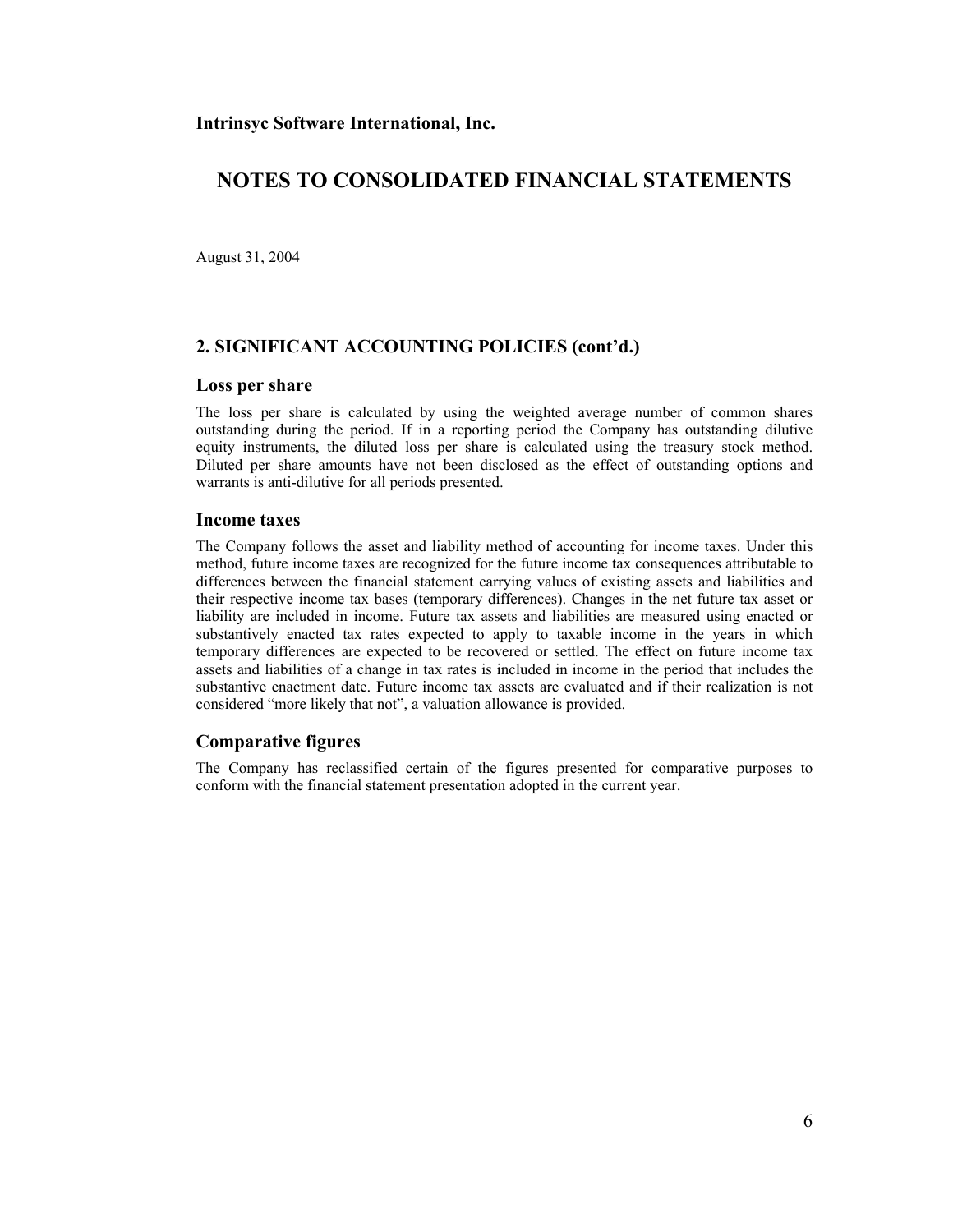**Intrinsyc Software International, Inc.**

# NOTES TO CONSOLIDATED FINANCIAL STATEMENTS

August 31, 2004

## 2. SIGNIFICANT ACCOUNTING POLICIES (cont'd.)

### Loss per share

The loss per share is calculated by using the weighted average number of common shares outstanding during the period. If in a reporting period the Company has outstanding dilutive equity instruments, the diluted loss per share is calculated using the treasury stock method. Diluted per share amounts have not been disclosed as the effect of outstanding options and warrants is anti-dilutive for all periods presented.

### Income taxes

The Company follows the asset and liability method of accounting for income taxes. Under this method, future income taxes are recognized for the future income tax consequences attributable to differences between the financial statement carrying values of existing assets and liabilities and their respective income tax bases (temporary differences). Changes in the net future tax asset or liability are included in income. Future tax assets and liabilities are measured using enacted or substantively enacted tax rates expected to apply to taxable income in the years in which temporary differences are expected to be recovered or settled. The effect on future income tax assets and liabilities of a change in tax rates is included in income in the period that includes the substantive enactment date. Future income tax assets are evaluated and if their realization is not considered "more likely that not", a valuation allowance is provided.

### Comparative figures

The Company has reclassified certain of the figures presented for comparative purposes to conform with the financial statement presentation adopted in the current year.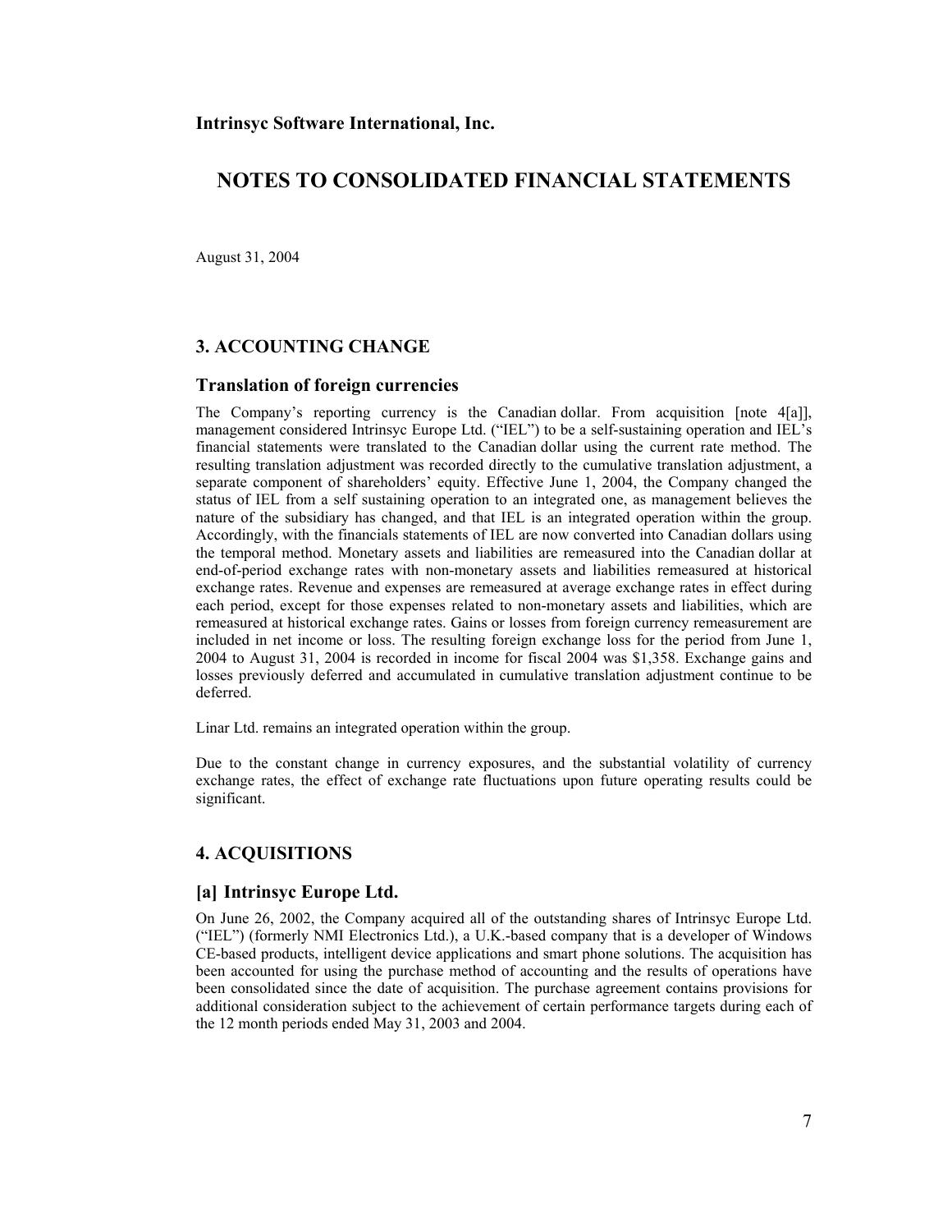**Intrinsyc Software International, Inc.**

# NOTES TO CONSOLIDATED FINANCIAL STATEMENTS

August 31, 2004

## 3. ACCOUNTING CHANGE

### Translation of foreign currencies

The Company's reporting currency is the Canadian dollar. From acquisition [note 4[a]], management considered Intrinsyc Europe Ltd. ("IEL") to be a self-sustaining operation and IEL's financial statements were translated to the Canadian dollar using the current rate method. The resulting translation adjustment was recorded directly to the cumulative translation adjustment, a separate component of shareholders' equity. Effective June 1, 2004, the Company changed the status of IEL from a self sustaining operation to an integrated one, as management believes the nature of the subsidiary has changed, and that IEL is an integrated operation within the group. Accordingly, with the financials statements of IEL are now converted into Canadian dollars using the temporal method. Monetary assets and liabilities are remeasured into the Canadian dollar at end-of-period exchange rates with non-monetary assets and liabilities remeasured at historical exchange rates. Revenue and expenses are remeasured at average exchange rates in effect during each period, except for those expenses related to non-monetary assets and liabilities, which are remeasured at historical exchange rates. Gains or losses from foreign currency remeasurement are included in net income or loss. The resulting foreign exchange loss for the period from June 1, 2004 to August 31, 2004 is recorded in income for fiscal 2004 was $1,358. Exchange gains and losses previously deferred and accumulated in cumulative translation adjustment continue to be deferred.

Linar Ltd. remains an integrated operation within the group.

Due to the constant change in currency exposures, and the substantial volatility of currency exchange rates, the effect of exchange rate fluctuations upon future operating results could be significant.

## 4. ACQUISITIONS

### [a] Intrinsyc Europe Ltd.

On June 26, 2002, the Company acquired all of the outstanding shares of Intrinsyc Europe Ltd. ("IEL") (formerly NMI Electronics Ltd.), a U.K.-based company that is a developer of Windows CE-based products, intelligent device applications and smart phone solutions. The acquisition has been accounted for using the purchase method of accounting and the results of operations have been consolidated since the date of acquisition. The purchase agreement contains provisions for additional consideration subject to the achievement of certain performance targets during each of the 12 month periods ended May 31, 2003 and 2004.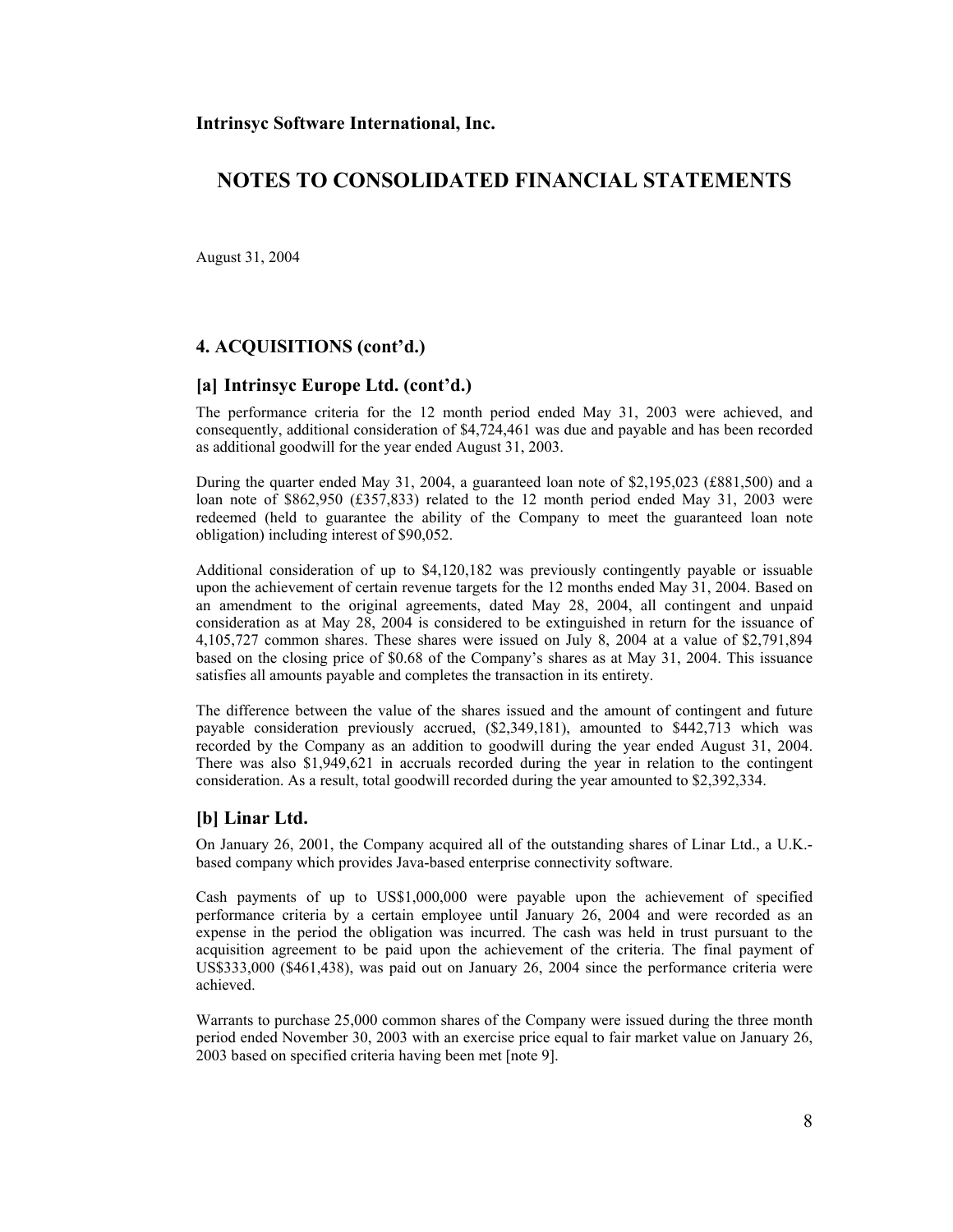**Intrinsyc Software International, Inc.**

# NOTES TO CONSOLIDATED FINANCIAL STATEMENTS

August 31, 2004

## 4. ACQUISITIONS (cont'd.)

### [a] Intrinsyc Europe Ltd. (cont'd.)

The performance criteria for the 12 month period ended May 31, 2003 were achieved, and consequently, additional consideration of $4,724,461 was due and payable and has been recorded as additional goodwill for the year ended August 31, 2003.

During the quarter ended May 31, 2004, a guaranteed loan note of $2,195,023 (£881,500) and a loan note of $862,950 (£357,833) related to the 12 month period ended May 31, 2003 were redeemed (held to guarantee the ability of the Company to meet the guaranteed loan note obligation) including interest of $90,052.

Additional consideration of up to $4,120,182 was previously contingently payable or issuable upon the achievement of certain revenue targets for the 12 months ended May 31, 2004. Based on an amendment to the original agreements, dated May 28, 2004, all contingent and unpaid consideration as at May 28, 2004 is considered to be extinguished in return for the issuance of 4,105,727 common shares. These shares were issued on July 8, 2004 at a value of $2,791,894 based on the closing price of $0.68 of the Company's shares as at May 31, 2004. This issuance satisfies all amounts payable and completes the transaction in its entirety.

The difference between the value of the shares issued and the amount of contingent and future payable consideration previously accrued, ($2,349,181), amounted to $442,713 which was recorded by the Company as an addition to goodwill during the year ended August 31, 2004. There was also $1,949,621 in accruals recorded during the year in relation to the contingent consideration. As a result, total goodwill recorded during the year amounted to $2,392,334.

### [b] Linar Ltd.

On January 26, 2001, the Company acquired all of the outstanding shares of Linar Ltd., a U.K.-based company which provides Java-based enterprise connectivity software.

Cash payments of up to US$1,000,000 were payable upon the achievement of specified performance criteria by a certain employee until January 26, 2004 and were recorded as an expense in the period the obligation was incurred. The cash was held in trust pursuant to the acquisition agreement to be paid upon the achievement of the criteria. The final payment of US$333,000 ($461,438), was paid out on January 26, 2004 since the performance criteria were achieved.

Warrants to purchase 25,000 common shares of the Company were issued during the three month period ended November 30, 2003 with an exercise price equal to fair market value on January 26, 2003 based on specified criteria having been met [note 9].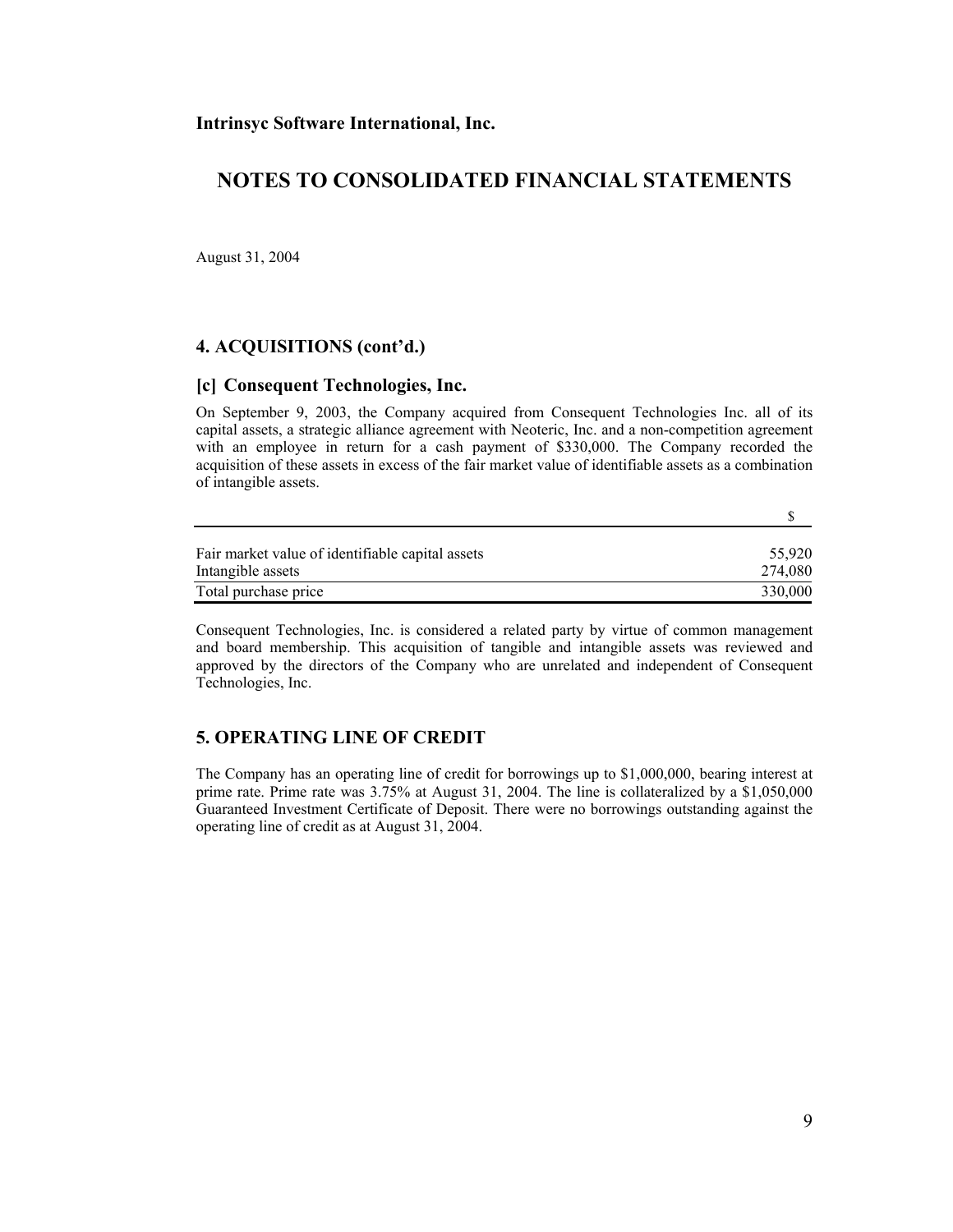**Intrinsyc Software International, Inc.**

# NOTES TO CONSOLIDATED FINANCIAL STATEMENTS

August 31, 2004

## 4. ACQUISITIONS (cont'd.)

### [c] Consequent Technologies, Inc.

On September 9, 2003, the Company acquired from Consequent Technologies Inc. all of its capital assets, a strategic alliance agreement with Neoteric, Inc. and a non-competition agreement with an employee in return for a cash payment of $330,000. The Company recorded the acquisition of these assets in excess of the fair market value of identifiable assets as a combination of intangible assets.

| | $ |
|---|---|
| Fair market value of identifiable capital assets | 55,920 |
| Intangible assets | 274,080 |
| Total purchase price | 330,000 |

Consequent Technologies, Inc. is considered a related party by virtue of common management and board membership. This acquisition of tangible and intangible assets was reviewed and approved by the directors of the Company who are unrelated and independent of Consequent Technologies, Inc.

## 5. OPERATING LINE OF CREDIT

The Company has an operating line of credit for borrowings up to $1,000,000, bearing interest at prime rate. Prime rate was 3.75% at August 31, 2004. The line is collateralized by a $1,050,000 Guaranteed Investment Certificate of Deposit. There were no borrowings outstanding against the operating line of credit as at August 31, 2004.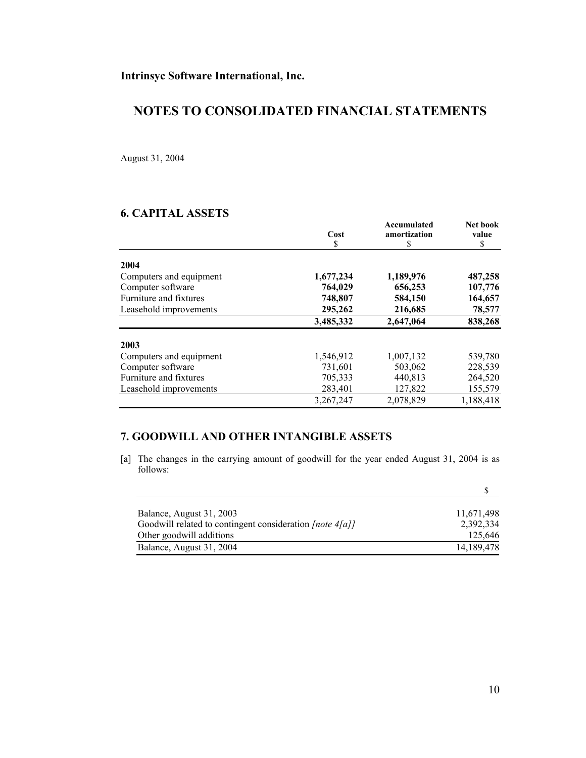**Intrinsyc Software International, Inc.**

# NOTES TO CONSOLIDATED FINANCIAL STATEMENTS

August 31, 2004

## 6. CAPITAL ASSETS

| | Cost<br>$ | Accumulated amortization<br>$ | Net book value<br>$ |
|---|---|---|---|
| **2004** | | | |
| Computers and equipment | **1,677,234** | **1,189,976** | **487,258** |
| Computer software | **764,029** | **656,253** | **107,776** |
| Furniture and fixtures | **748,807** | **584,150** | **164,657** |
| Leasehold improvements | **295,262** | **216,685** | **78,577** |
| | **3,485,332** | **2,647,064** | **838,268** |
| **2003** | | | |
| Computers and equipment | 1,546,912 | 1,007,132 | 539,780 |
| Computer software | 731,601 | 503,062 | 228,539 |
| Furniture and fixtures | 705,333 | 440,813 | 264,520 |
| Leasehold improvements | 283,401 | 127,822 | 155,579 |
| | 3,267,247 | 2,078,829 | 1,188,418 |

## 7. GOODWILL AND OTHER INTANGIBLE ASSETS

[a] The changes in the carrying amount of goodwill for the year ended August 31, 2004 is as follows:

| | $ |
|---|---|
| Balance, August 31, 2003 | 11,671,498 |
| Goodwill related to contingent consideration *[note 4[a]]* | 2,392,334 |
| Other goodwill additions | 125,646 |
| Balance, August 31, 2004 | 14,189,478 |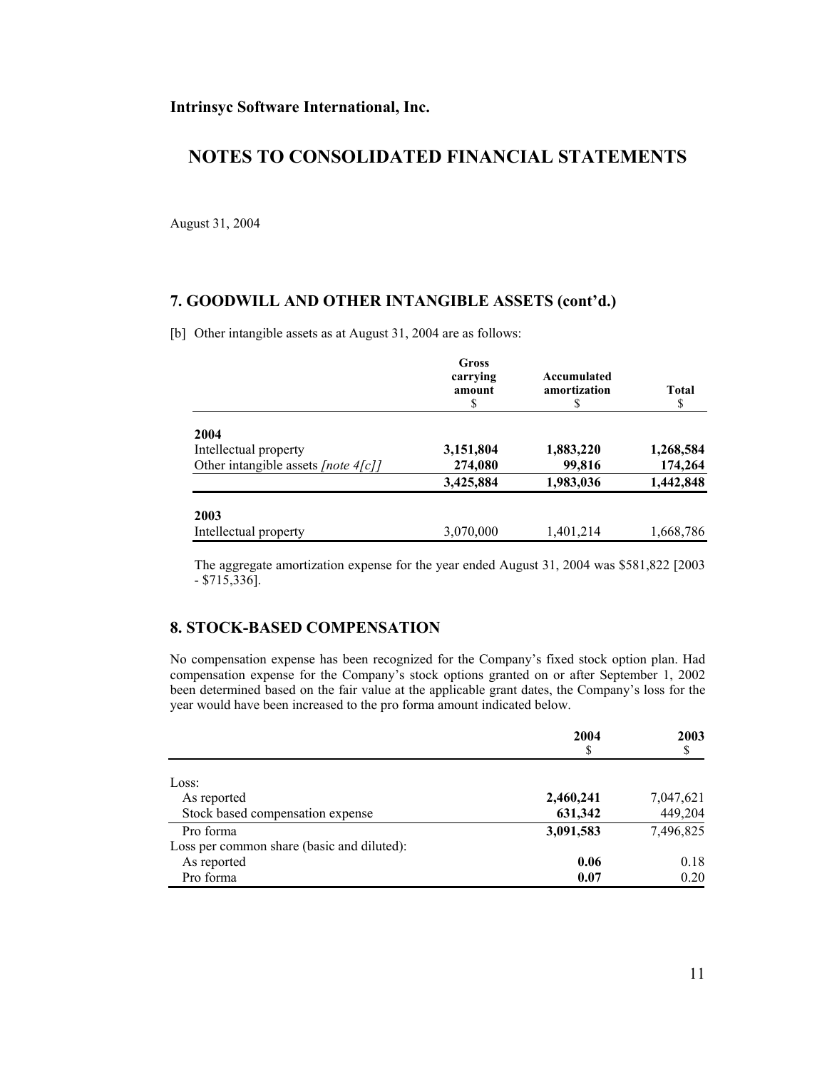**Intrinsyc Software International, Inc.**

# NOTES TO CONSOLIDATED FINANCIAL STATEMENTS

August 31, 2004

## 7. GOODWILL AND OTHER INTANGIBLE ASSETS (cont'd.)

[b] Other intangible assets as at August 31, 2004 are as follows:

| | Gross carrying amount $ | Accumulated amortization $ | Total $ |
|---|---|---|---|
| **2004** | | | |
| Intellectual property | **3,151,804** | **1,883,220** | **1,268,584** |
| Other intangible assets *[note 4[c]]* | **274,080** | **99,816** | **174,264** |
| | **3,425,884** | **1,983,036** | **1,442,848** |
| **2003** | | | |
| Intellectual property | 3,070,000 | 1,401,214 | 1,668,786 |

The aggregate amortization expense for the year ended August 31, 2004 was $581,822 [2003 - $715,336].

## 8. STOCK-BASED COMPENSATION

No compensation expense has been recognized for the Company's fixed stock option plan. Had compensation expense for the Company's stock options granted on or after September 1, 2002 been determined based on the fair value at the applicable grant dates, the Company's loss for the year would have been increased to the pro forma amount indicated below.

| | 2004 $ | 2003 $ |
|---|---|---|
| Loss: | | |
| As reported | **2,460,241** | 7,047,621 |
| Stock based compensation expense | **631,342** | 449,204 |
| Pro forma | **3,091,583** | 7,496,825 |
| Loss per common share (basic and diluted): | | |
| As reported | **0.06** | 0.18 |
| Pro forma | **0.07** | 0.20 |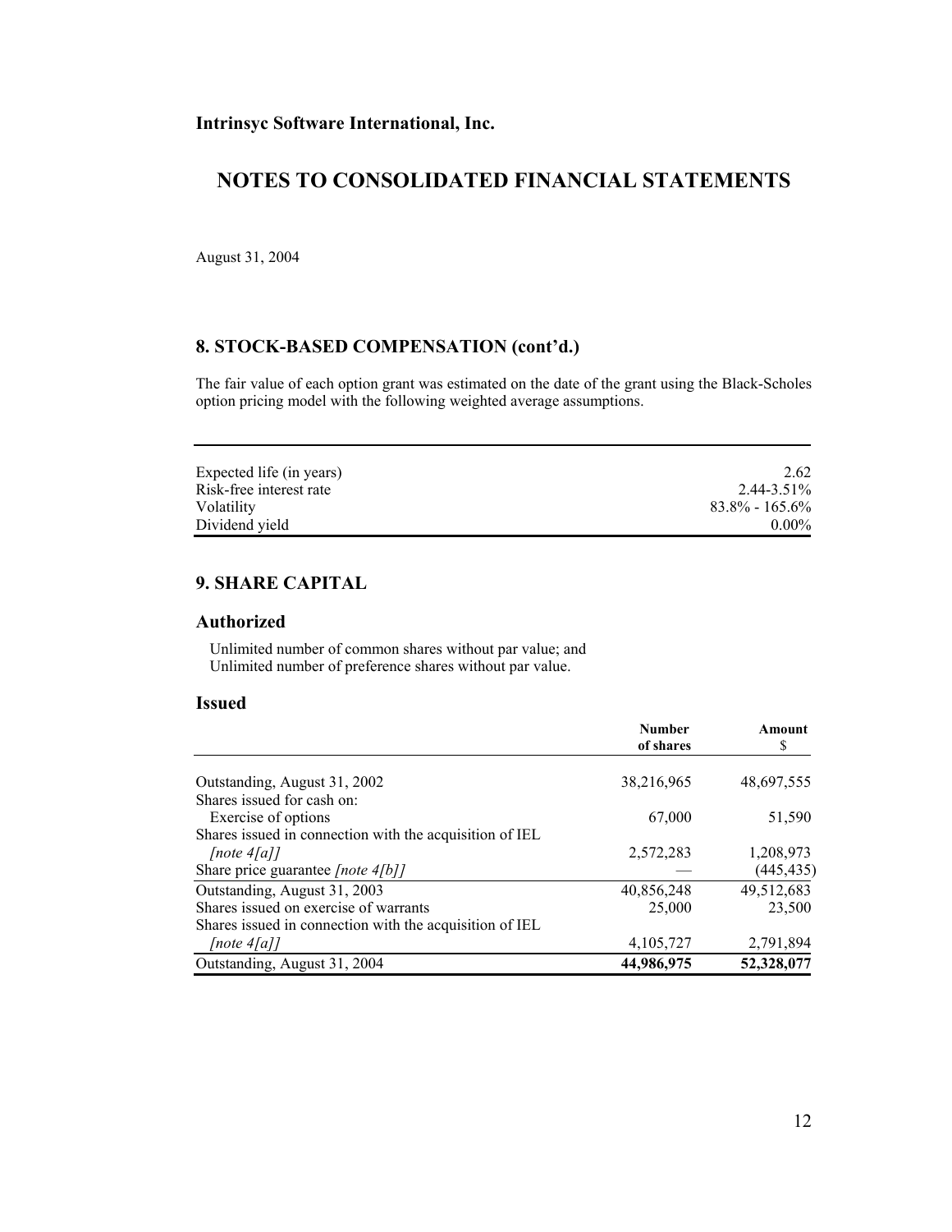**Intrinsyc Software International, Inc.**

# NOTES TO CONSOLIDATED FINANCIAL STATEMENTS

August 31, 2004

## 8. STOCK-BASED COMPENSATION (cont'd.)

The fair value of each option grant was estimated on the date of the grant using the Black-Scholes option pricing model with the following weighted average assumptions.

| | |
|---|---|
| Expected life (in years) | 2.62 |
| Risk-free interest rate | 2.44-3.51% |
| Volatility | 83.8% - 165.6% |
| Dividend yield | 0.00% |

## 9. SHARE CAPITAL

### Authorized

Unlimited number of common shares without par value; and
Unlimited number of preference shares without par value.

### Issued

| | Number of shares | Amount $ |
|---|---|---|
| Outstanding, August 31, 2002 | 38,216,965 | 48,697,555 |
| Shares issued for cash on: | | |
| Exercise of options | 67,000 | 51,590 |
| Shares issued in connection with the acquisition of IEL *[note 4[a]]* | 2,572,283 | 1,208,973 |
| Share price guarantee *[note 4[b]]* | — | (445,435) |
| Outstanding, August 31, 2003 | 40,856,248 | 49,512,683 |
| Shares issued on exercise of warrants | 25,000 | 23,500 |
| Shares issued in connection with the acquisition of IEL *[note 4[a]]* | 4,105,727 | 2,791,894 |
| Outstanding, August 31, 2004 | **44,986,975** | **52,328,077** |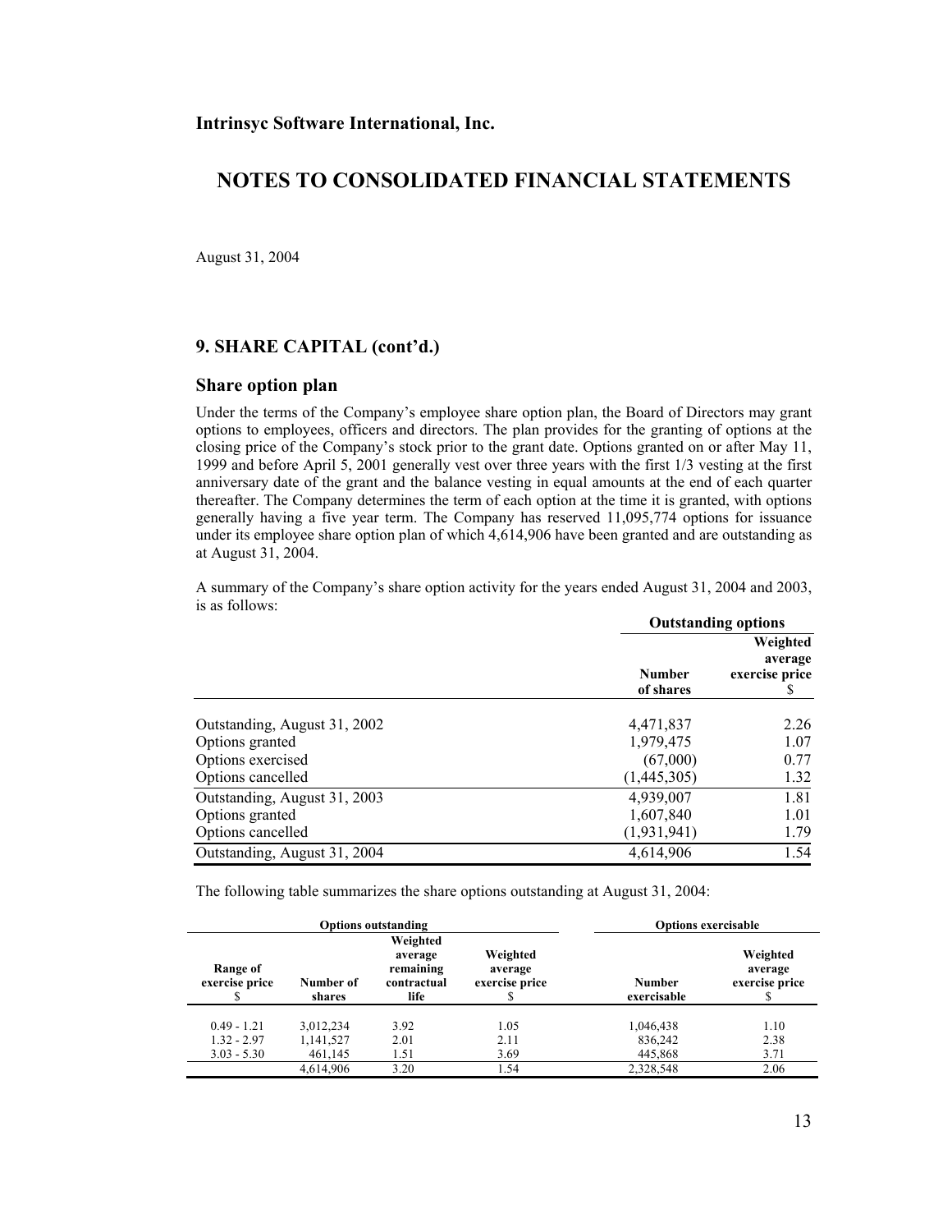# Intrinsyc Software International, Inc.

## NOTES TO CONSOLIDATED FINANCIAL STATEMENTS

August 31, 2004

### 9. SHARE CAPITAL (cont'd.)

### Share option plan

Under the terms of the Company's employee share option plan, the Board of Directors may grant options to employees, officers and directors. The plan provides for the granting of options at the closing price of the Company's stock prior to the grant date. Options granted on or after May 11, 1999 and before April 5, 2001 generally vest over three years with the first 1/3 vesting at the first anniversary date of the grant and the balance vesting in equal amounts at the end of each quarter thereafter. The Company determines the term of each option at the time it is granted, with options generally having a five year term. The Company has reserved 11,095,774 options for issuance under its employee share option plan of which 4,614,906 have been granted and are outstanding as at August 31, 2004.

A summary of the Company's share option activity for the years ended August 31, 2004 and 2003, is as follows:

| | Outstanding options | |
|---|---|---|
| | Number of shares | Weighted average exercise price $ |
| Outstanding, August 31, 2002 | 4,471,837 | 2.26 |
| Options granted | 1,979,475 | 1.07 |
| Options exercised | (67,000) | 0.77 |
| Options cancelled | (1,445,305) | 1.32 |
| Outstanding, August 31, 2003 | 4,939,007 | 1.81 |
| Options granted | 1,607,840 | 1.01 |
| Options cancelled | (1,931,941) | 1.79 |
| Outstanding, August 31, 2004 | 4,614,906 | 1.54 |

The following table summarizes the share options outstanding at August 31, 2004:

| Options outstanding | | | | Options exercisable | |
|---|---|---|---|---|---|
| Range of exercise price $ | Number of shares | Weighted average remaining contractual life | Weighted average exercise price $ | Number exercisable | Weighted average exercise price $ |
| 0.49 - 1.21 | 3,012,234 | 3.92 | 1.05 | 1,046,438 | 1.10 |
| 1.32 - 2.97 | 1,141,527 | 2.01 | 2.11 | 836,242 | 2.38 |
| 3.03 - 5.30 | 461,145 | 1.51 | 3.69 | 445,868 | 3.71 |
| | 4,614,906 | 3.20 | 1.54 | 2,328,548 | 2.06 |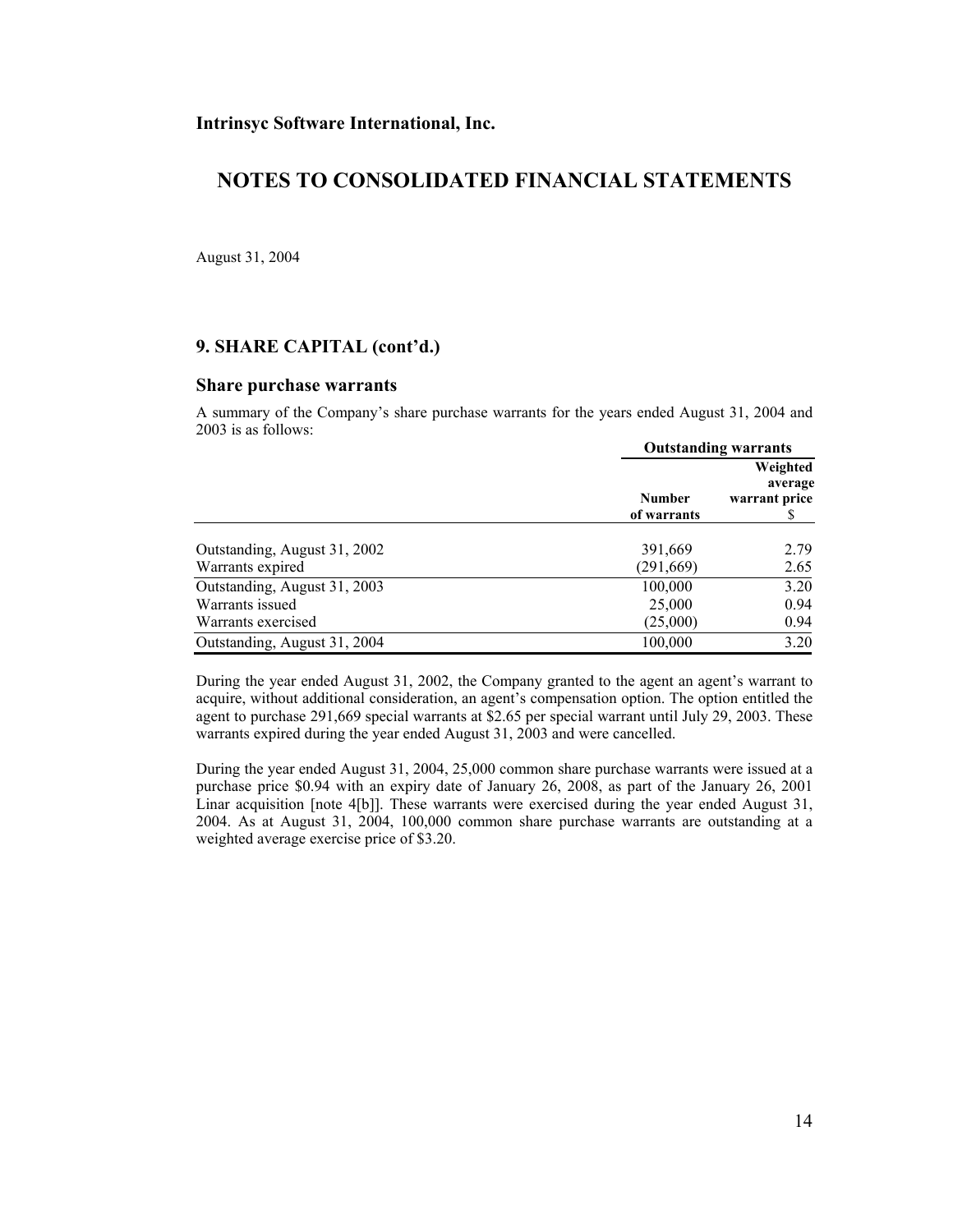**Intrinsyc Software International, Inc.**

# NOTES TO CONSOLIDATED FINANCIAL STATEMENTS

August 31, 2004

## 9. SHARE CAPITAL (cont'd.)

### Share purchase warrants

A summary of the Company's share purchase warrants for the years ended August 31, 2004 and 2003 is as follows:

| | Outstanding warrants | |
|---|---|---|
| | Number of warrants | Weighted average warrant price $ |
| Outstanding, August 31, 2002 | 391,669 | 2.79 |
| Warrants expired | (291,669) | 2.65 |
| Outstanding, August 31, 2003 | 100,000 | 3.20 |
| Warrants issued | 25,000 | 0.94 |
| Warrants exercised | (25,000) | 0.94 |
| Outstanding, August 31, 2004 | 100,000 | 3.20 |

During the year ended August 31, 2002, the Company granted to the agent an agent's warrant to acquire, without additional consideration, an agent's compensation option. The option entitled the agent to purchase 291,669 special warrants at $2.65 per special warrant until July 29, 2003. These warrants expired during the year ended August 31, 2003 and were cancelled.

During the year ended August 31, 2004, 25,000 common share purchase warrants were issued at a purchase price $0.94 with an expiry date of January 26, 2008, as part of the January 26, 2001 Linar acquisition [note 4[b]]. These warrants were exercised during the year ended August 31, 2004. As at August 31, 2004, 100,000 common share purchase warrants are outstanding at a weighted average exercise price of $3.20.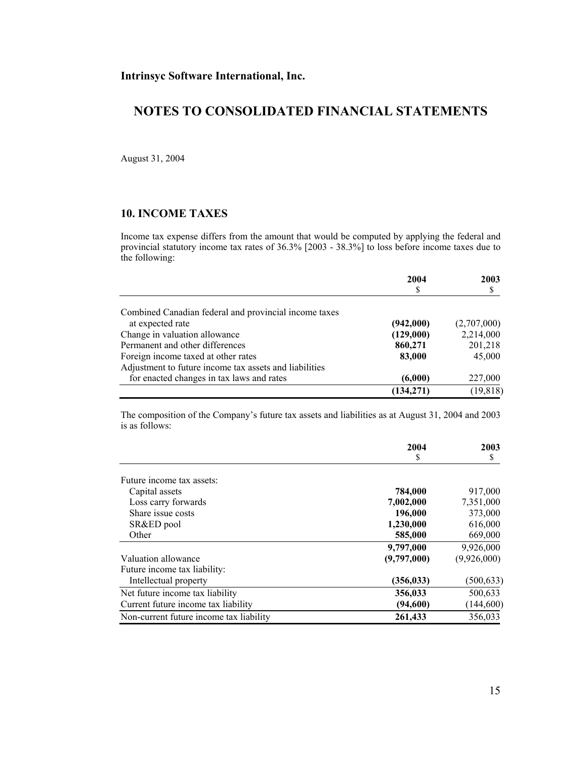**Intrinsyc Software International, Inc.**

# NOTES TO CONSOLIDATED FINANCIAL STATEMENTS

August 31, 2004

## 10. INCOME TAXES

Income tax expense differs from the amount that would be computed by applying the federal and provincial statutory income tax rates of 36.3% [2003 - 38.3%] to loss before income taxes due to the following:

| | 2004<br>$ | 2003<br>$ |
|---|---|---|
| Combined Canadian federal and provincial income taxes at expected rate | **(942,000)** | (2,707,000) |
| Change in valuation allowance | **(129,000)** | 2,214,000 |
| Permanent and other differences | **860,271** | 201,218 |
| Foreign income taxed at other rates | **83,000** | 45,000 |
| Adjustment to future income tax assets and liabilities for enacted changes in tax laws and rates | **(6,000)** | 227,000 |
| | **(134,271)** | (19,818) |

The composition of the Company's future tax assets and liabilities as at August 31, 2004 and 2003 is as follows:

| | 2004<br>$ | 2003<br>$ |
|---|---|---|
| Future income tax assets: | | |
| Capital assets | **784,000** | 917,000 |
| Loss carry forwards | **7,002,000** | 7,351,000 |
| Share issue costs | **196,000** | 373,000 |
| SR&ED pool | **1,230,000** | 616,000 |
| Other | **585,000** | 669,000 |
| | **9,797,000** | 9,926,000 |
| Valuation allowance | **(9,797,000)** | (9,926,000) |
| Future income tax liability: | | |
| Intellectual property | **(356,033)** | (500,633) |
| Net future income tax liability | **356,033** | 500,633 |
| Current future income tax liability | **(94,600)** | (144,600) |
| Non-current future income tax liability | **261,433** | 356,033 |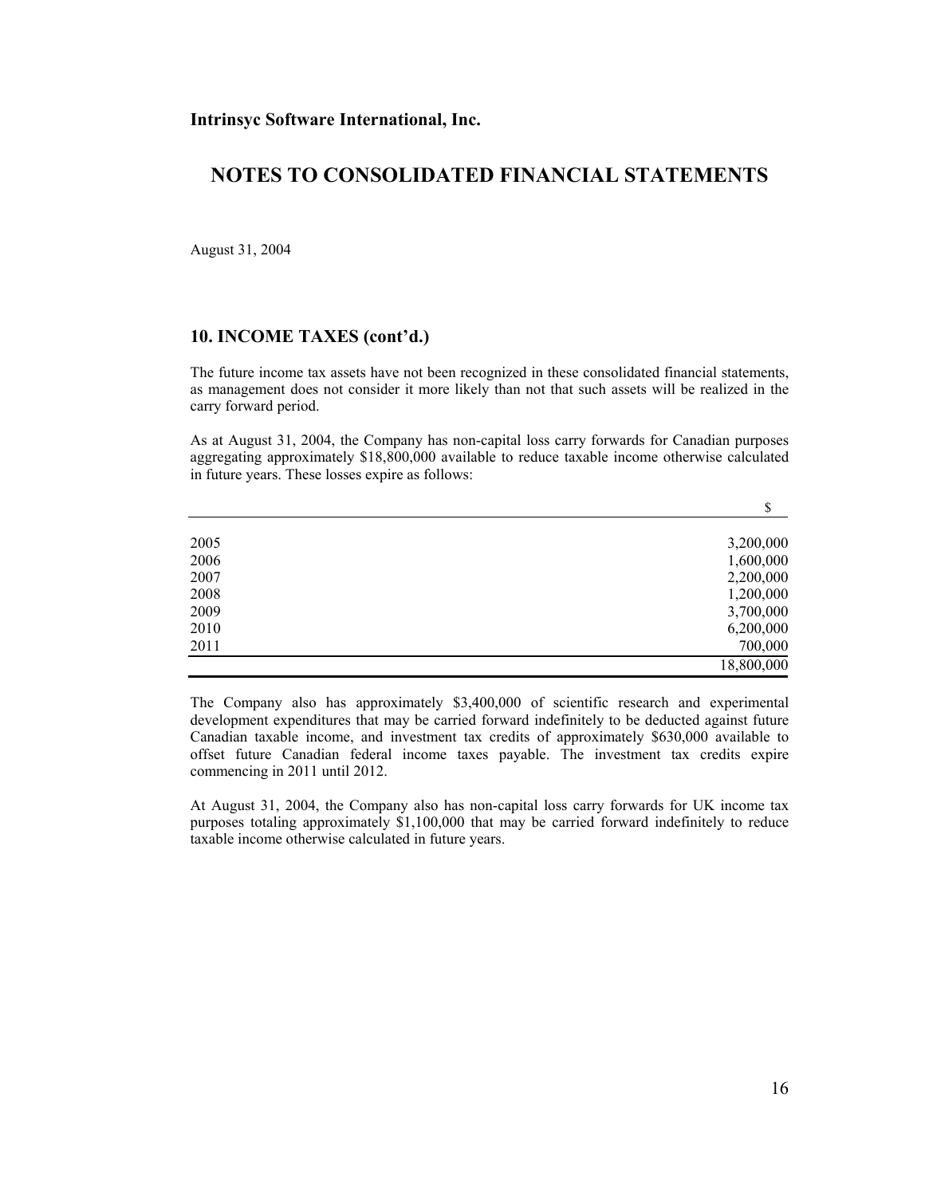**Intrinsyc Software International, Inc.**

# NOTES TO CONSOLIDATED FINANCIAL STATEMENTS

August 31, 2004

## 10. INCOME TAXES (cont'd.)

The future income tax assets have not been recognized in these consolidated financial statements, as management does not consider it more likely than not that such assets will be realized in the carry forward period.

As at August 31, 2004, the Company has non-capital loss carry forwards for Canadian purposes aggregating approximately $18,800,000 available to reduce taxable income otherwise calculated in future years. These losses expire as follows:

| | $ |
|---|---:|
| 2005 | 3,200,000 |
| 2006 | 1,600,000 |
| 2007 | 2,200,000 |
| 2008 | 1,200,000 |
| 2009 | 3,700,000 |
| 2010 | 6,200,000 |
| 2011 | 700,000 |
| | 18,800,000 |

The Company also has approximately $3,400,000 of scientific research and experimental development expenditures that may be carried forward indefinitely to be deducted against future Canadian taxable income, and investment tax credits of approximately $630,000 available to offset future Canadian federal income taxes payable. The investment tax credits expire commencing in 2011 until 2012.

At August 31, 2004, the Company also has non-capital loss carry forwards for UK income tax purposes totaling approximately $1,100,000 that may be carried forward indefinitely to reduce taxable income otherwise calculated in future years.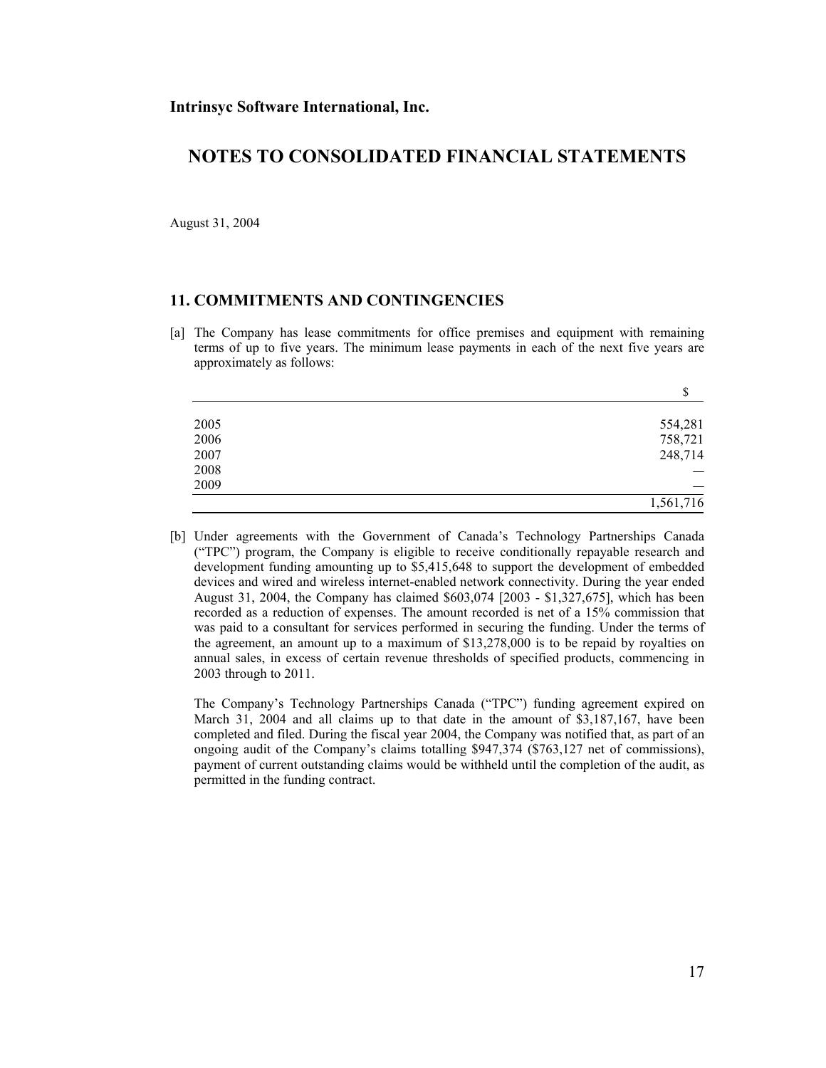**Intrinsyc Software International, Inc.**

# NOTES TO CONSOLIDATED FINANCIAL STATEMENTS

August 31, 2004

## 11. COMMITMENTS AND CONTINGENCIES

[a] The Company has lease commitments for office premises and equipment with remaining terms of up to five years. The minimum lease payments in each of the next five years are approximately as follows:

| | $ |
|---|---|
| 2005 | 554,281 |
| 2006 | 758,721 |
| 2007 | 248,714 |
| 2008 | — |
| 2009 | — |
| | 1,561,716 |

[b] Under agreements with the Government of Canada's Technology Partnerships Canada ("TPC") program, the Company is eligible to receive conditionally repayable research and development funding amounting up to $5,415,648 to support the development of embedded devices and wired and wireless internet-enabled network connectivity. During the year ended August 31, 2004, the Company has claimed $603,074 [2003 - $1,327,675], which has been recorded as a reduction of expenses. The amount recorded is net of a 15% commission that was paid to a consultant for services performed in securing the funding. Under the terms of the agreement, an amount up to a maximum of $13,278,000 is to be repaid by royalties on annual sales, in excess of certain revenue thresholds of specified products, commencing in 2003 through to 2011.

The Company's Technology Partnerships Canada ("TPC") funding agreement expired on March 31, 2004 and all claims up to that date in the amount of $3,187,167, have been completed and filed. During the fiscal year 2004, the Company was notified that, as part of an ongoing audit of the Company's claims totalling $947,374 ($763,127 net of commissions), payment of current outstanding claims would be withheld until the completion of the audit, as permitted in the funding contract.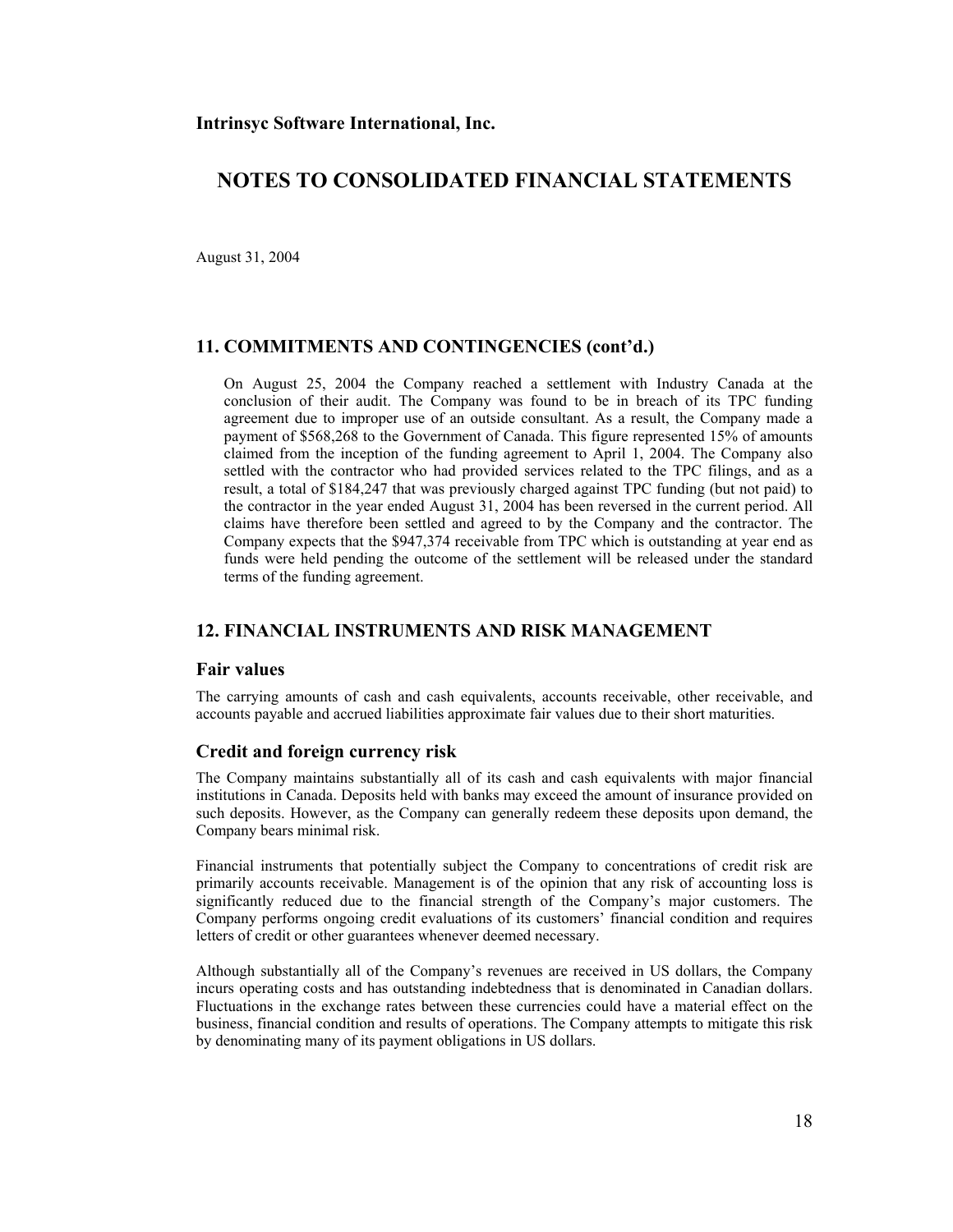**Intrinsyc Software International, Inc.**

# NOTES TO CONSOLIDATED FINANCIAL STATEMENTS

August 31, 2004

## 11. COMMITMENTS AND CONTINGENCIES (cont'd.)

On August 25, 2004 the Company reached a settlement with Industry Canada at the conclusion of their audit. The Company was found to be in breach of its TPC funding agreement due to improper use of an outside consultant. As a result, the Company made a payment of $568,268 to the Government of Canada. This figure represented 15% of amounts claimed from the inception of the funding agreement to April 1, 2004. The Company also settled with the contractor who had provided services related to the TPC filings, and as a result, a total of $184,247 that was previously charged against TPC funding (but not paid) to the contractor in the year ended August 31, 2004 has been reversed in the current period. All claims have therefore been settled and agreed to by the Company and the contractor. The Company expects that the $947,374 receivable from TPC which is outstanding at year end as funds were held pending the outcome of the settlement will be released under the standard terms of the funding agreement.

## 12. FINANCIAL INSTRUMENTS AND RISK MANAGEMENT

### Fair values

The carrying amounts of cash and cash equivalents, accounts receivable, other receivable, and accounts payable and accrued liabilities approximate fair values due to their short maturities.

### Credit and foreign currency risk

The Company maintains substantially all of its cash and cash equivalents with major financial institutions in Canada. Deposits held with banks may exceed the amount of insurance provided on such deposits. However, as the Company can generally redeem these deposits upon demand, the Company bears minimal risk.

Financial instruments that potentially subject the Company to concentrations of credit risk are primarily accounts receivable. Management is of the opinion that any risk of accounting loss is significantly reduced due to the financial strength of the Company's major customers. The Company performs ongoing credit evaluations of its customers' financial condition and requires letters of credit or other guarantees whenever deemed necessary.

Although substantially all of the Company's revenues are received in US dollars, the Company incurs operating costs and has outstanding indebtedness that is denominated in Canadian dollars. Fluctuations in the exchange rates between these currencies could have a material effect on the business, financial condition and results of operations. The Company attempts to mitigate this risk by denominating many of its payment obligations in US dollars.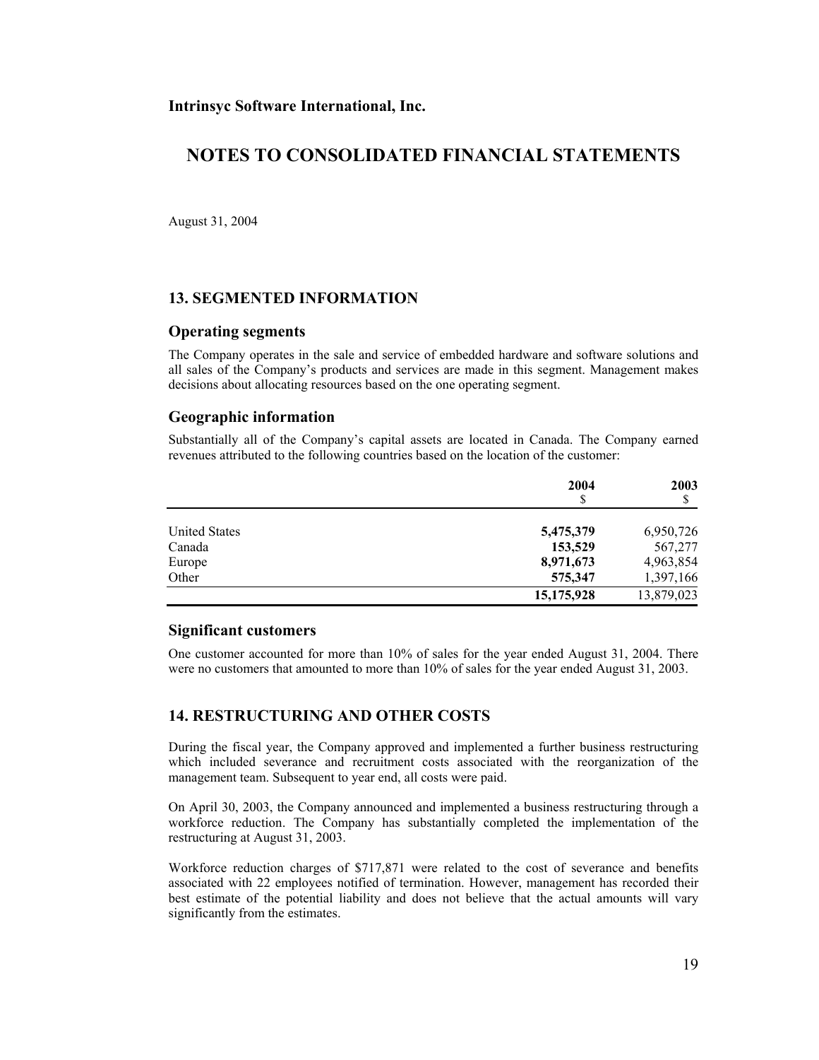**Intrinsyc Software International, Inc.**

# NOTES TO CONSOLIDATED FINANCIAL STATEMENTS

August 31, 2004

## 13. SEGMENTED INFORMATION

### Operating segments

The Company operates in the sale and service of embedded hardware and software solutions and all sales of the Company's products and services are made in this segment. Management makes decisions about allocating resources based on the one operating segment.

### Geographic information

Substantially all of the Company's capital assets are located in Canada. The Company earned revenues attributed to the following countries based on the location of the customer:

| | **2004** $ | **2003** $ |
|---|---|---|
| United States | **5,475,379** | 6,950,726 |
| Canada | **153,529** | 567,277 |
| Europe | **8,971,673** | 4,963,854 |
| Other | **575,347** | 1,397,166 |
| | **15,175,928** | 13,879,023 |

### Significant customers

One customer accounted for more than 10% of sales for the year ended August 31, 2004. There were no customers that amounted to more than 10% of sales for the year ended August 31, 2003.

## 14. RESTRUCTURING AND OTHER COSTS

During the fiscal year, the Company approved and implemented a further business restructuring which included severance and recruitment costs associated with the reorganization of the management team. Subsequent to year end, all costs were paid.

On April 30, 2003, the Company announced and implemented a business restructuring through a workforce reduction. The Company has substantially completed the implementation of the restructuring at August 31, 2003.

Workforce reduction charges of $717,871 were related to the cost of severance and benefits associated with 22 employees notified of termination. However, management has recorded their best estimate of the potential liability and does not believe that the actual amounts will vary significantly from the estimates.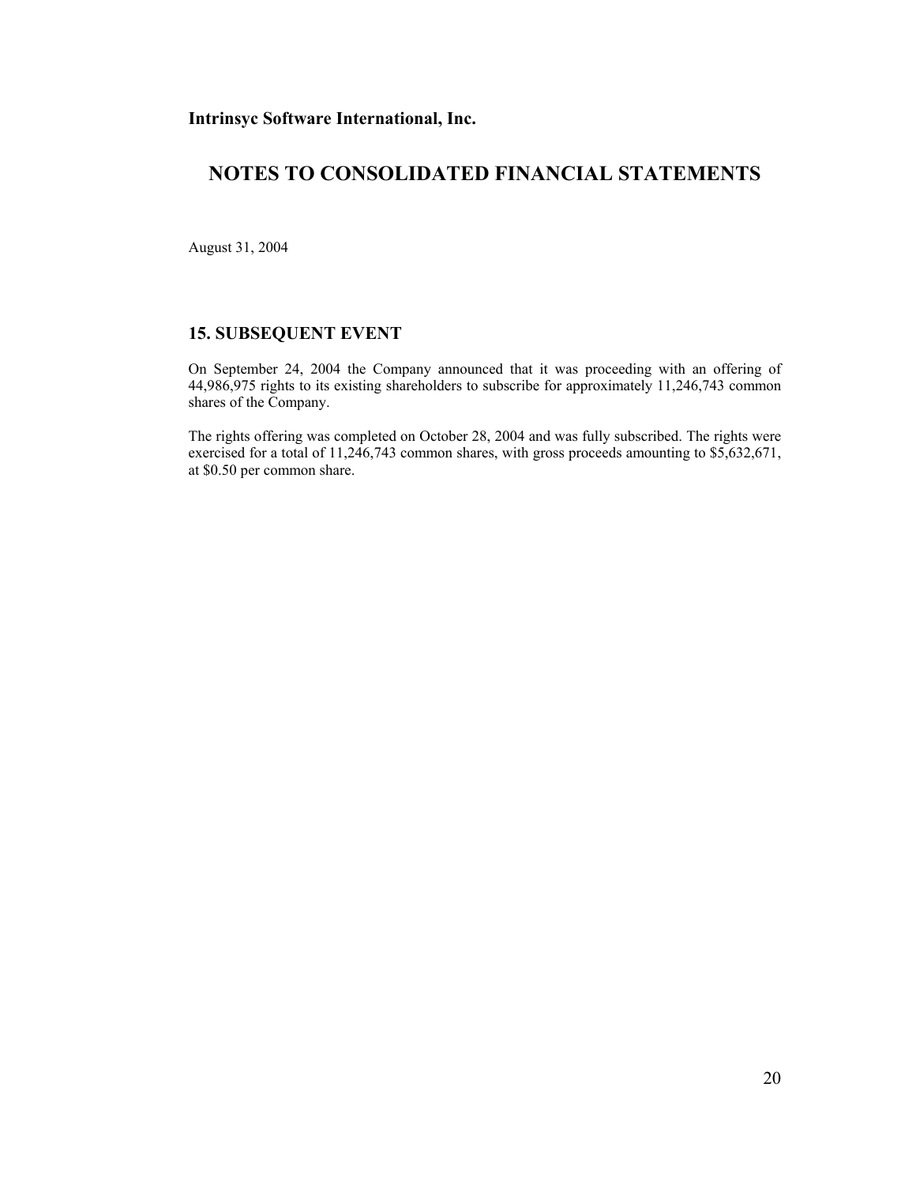**Intrinsyc Software International, Inc.**

# NOTES TO CONSOLIDATED FINANCIAL STATEMENTS

August 31, 2004

## 15. SUBSEQUENT EVENT

On September 24, 2004 the Company announced that it was proceeding with an offering of 44,986,975 rights to its existing shareholders to subscribe for approximately 11,246,743 common shares of the Company.

The rights offering was completed on October 28, 2004 and was fully subscribed. The rights were exercised for a total of 11,246,743 common shares, with gross proceeds amounting to $5,632,671, at $0.50 per common share.